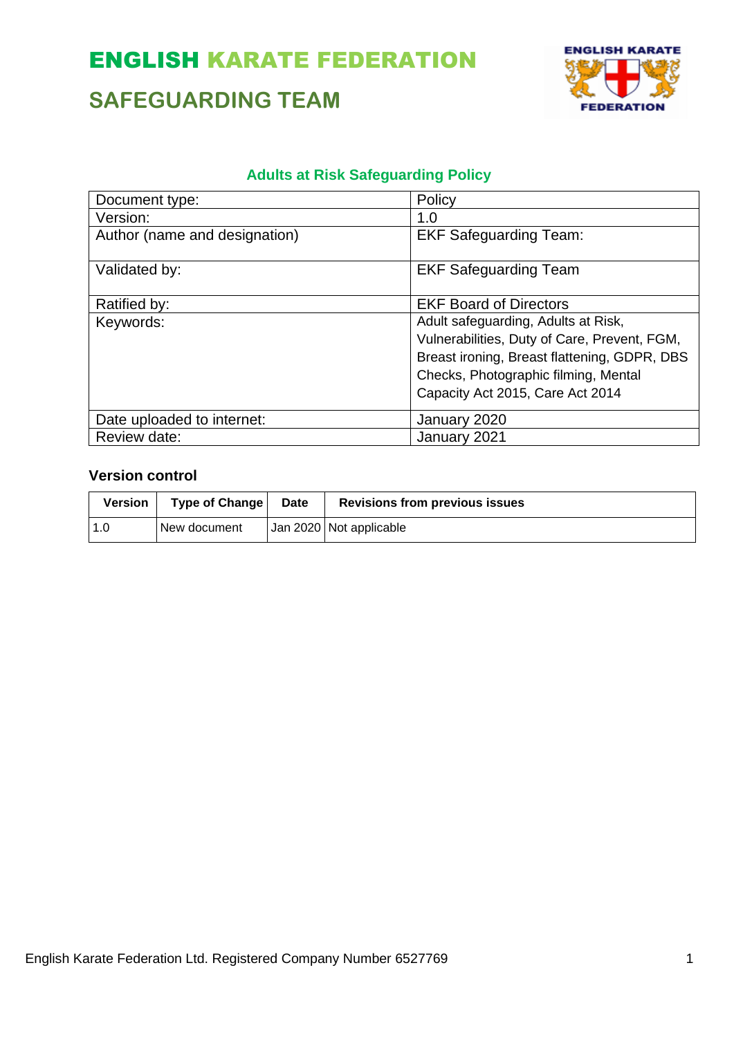# ENGLISH KARATE FEDERATION

## SAFEGUARDING TEAM

### Adults at Risk Safeguarding Policy

| | |
|---|---|
| Document type: | Policy |
| Version: | 1.0 |
| Author (name and designation) | EKF Safeguarding Team: |
| Validated by: | EKF Safeguarding Team |
| Ratified by: | EKF Board of Directors |
| Keywords: | Adult safeguarding, Adults at Risk, Vulnerabilities, Duty of Care, Prevent, FGM, Breast ironing, Breast flattening, GDPR, DBS Checks, Photographic filming, Mental Capacity Act 2015, Care Act 2014 |
| Date uploaded to internet: | January 2020 |
| Review date: | January 2021 |

**Version control**

| Version | Type of Change | Date | Revisions from previous issues |
|---|---|---|---|
| 1.0 | New document | Jan 2020 | Not applicable |

English Karate Federation Ltd. Registered Company Number 6527769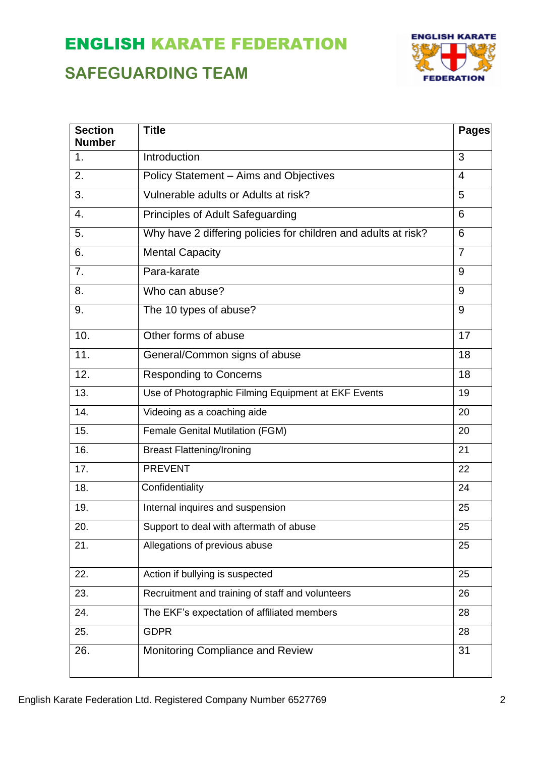# ENGLISH KARATE FEDERATION

## SAFEGUARDING TEAM

| Section Number | Title | Pages |
|---|---|---|
| 1. | Introduction | 3 |
| 2. | Policy Statement – Aims and Objectives | 4 |
| 3. | Vulnerable adults or Adults at risk? | 5 |
| 4. | Principles of Adult Safeguarding | 6 |
| 5. | Why have 2 differing policies for children and adults at risk? | 6 |
| 6. | Mental Capacity | 7 |
| 7. | Para-karate | 9 |
| 8. | Who can abuse? | 9 |
| 9. | The 10 types of abuse? | 9 |
| 10. | Other forms of abuse | 17 |
| 11. | General/Common signs of abuse | 18 |
| 12. | Responding to Concerns | 18 |
| 13. | Use of Photographic Filming Equipment at EKF Events | 19 |
| 14. | Videoing as a coaching aide | 20 |
| 15. | Female Genital Mutilation (FGM) | 20 |
| 16. | Breast Flattening/Ironing | 21 |
| 17. | PREVENT | 22 |
| 18. | Confidentiality | 24 |
| 19. | Internal inquires and suspension | 25 |
| 20. | Support to deal with aftermath of abuse | 25 |
| 21. | Allegations of previous abuse | 25 |
| 22. | Action if bullying is suspected | 25 |
| 23. | Recruitment and training of staff and volunteers | 26 |
| 24. | The EKF's expectation of affiliated members | 28 |
| 25. | GDPR | 28 |
| 26. | Monitoring Compliance and Review | 31 |

English Karate Federation Ltd. Registered Company Number 6527769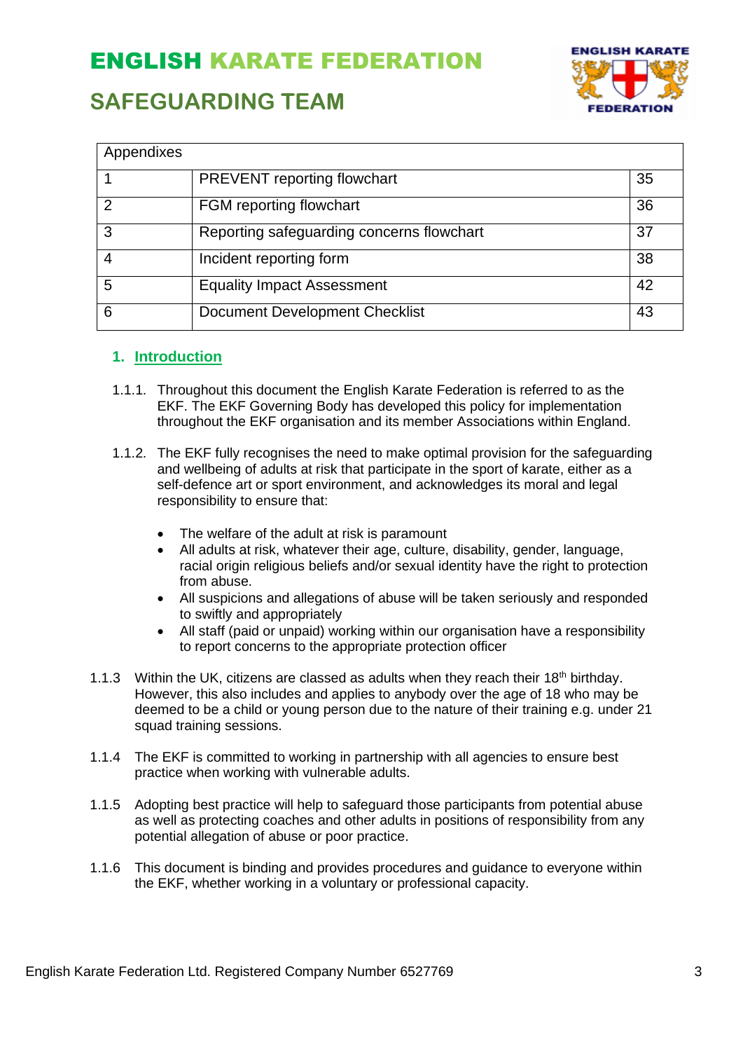| Appendixes | | |
|---|---|---|
| 1 | PREVENT reporting flowchart | 35 |
| 2 | FGM reporting flowchart | 36 |
| 3 | Reporting safeguarding concerns flowchart | 37 |
| 4 | Incident reporting form | 38 |
| 5 | Equality Impact Assessment | 42 |
| 6 | Document Development Checklist | 43 |

## 1. Introduction

1.1.1. Throughout this document the English Karate Federation is referred to as the EKF. The EKF Governing Body has developed this policy for implementation throughout the EKF organisation and its member Associations within England.

1.1.2. The EKF fully recognises the need to make optimal provision for the safeguarding and wellbeing of adults at risk that participate in the sport of karate, either as a self-defence art or sport environment, and acknowledges its moral and legal responsibility to ensure that:

- The welfare of the adult at risk is paramount
- All adults at risk, whatever their age, culture, disability, gender, language, racial origin religious beliefs and/or sexual identity have the right to protection from abuse.
- All suspicions and allegations of abuse will be taken seriously and responded to swiftly and appropriately
- All staff (paid or unpaid) working within our organisation have a responsibility to report concerns to the appropriate protection officer

1.1.3 Within the UK, citizens are classed as adults when they reach their 18th birthday. However, this also includes and applies to anybody over the age of 18 who may be deemed to be a child or young person due to the nature of their training e.g. under 21 squad training sessions.

1.1.4 The EKF is committed to working in partnership with all agencies to ensure best practice when working with vulnerable adults.

1.1.5 Adopting best practice will help to safeguard those participants from potential abuse as well as protecting coaches and other adults in positions of responsibility from any potential allegation of abuse or poor practice.

1.1.6 This document is binding and provides procedures and guidance to everyone within the EKF, whether working in a voluntary or professional capacity.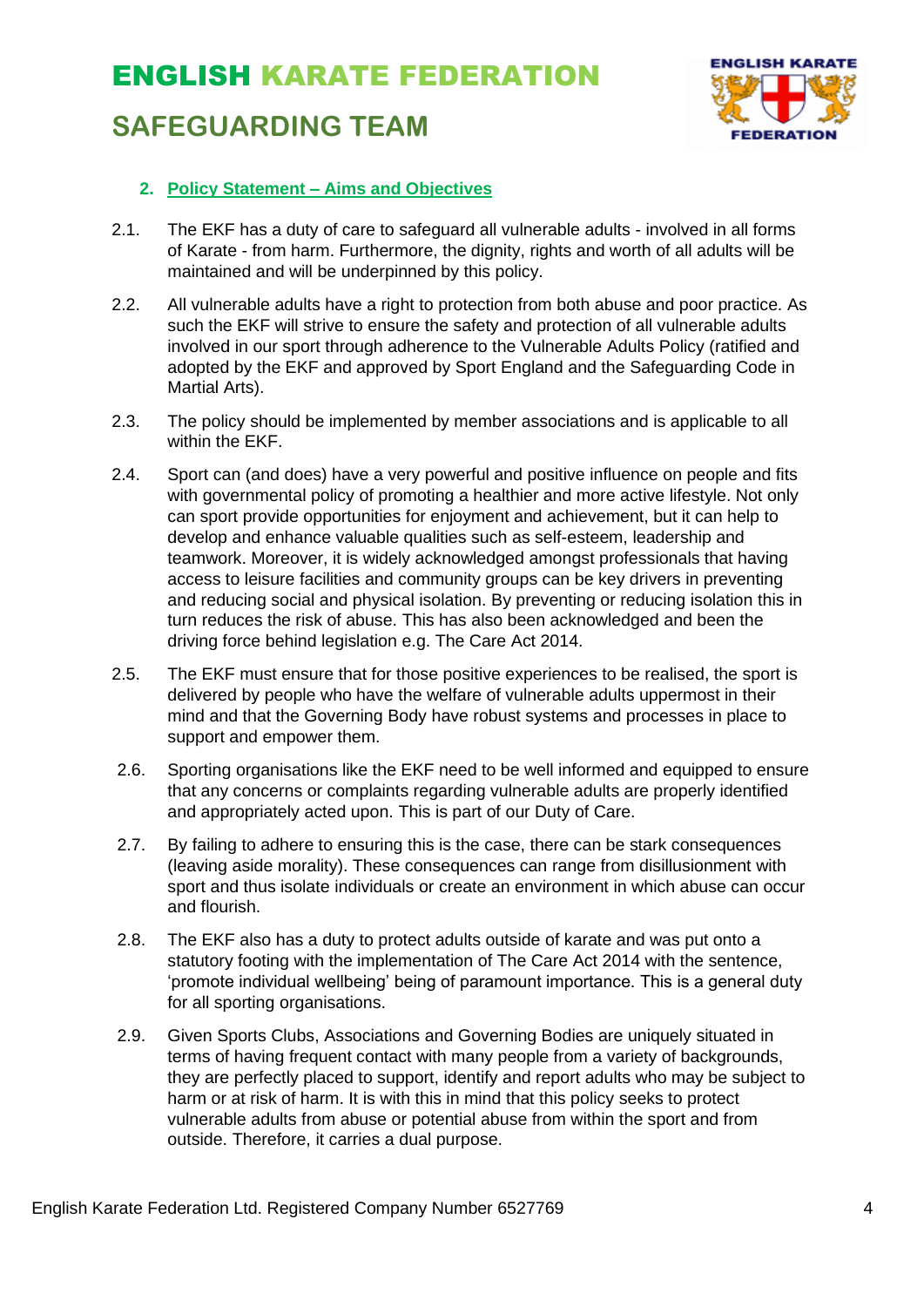## 2. Policy Statement – Aims and Objectives

2.1. The EKF has a duty of care to safeguard all vulnerable adults - involved in all forms of Karate - from harm. Furthermore, the dignity, rights and worth of all adults will be maintained and will be underpinned by this policy.

2.2. All vulnerable adults have a right to protection from both abuse and poor practice. As such the EKF will strive to ensure the safety and protection of all vulnerable adults involved in our sport through adherence to the Vulnerable Adults Policy (ratified and adopted by the EKF and approved by Sport England and the Safeguarding Code in Martial Arts).

2.3. The policy should be implemented by member associations and is applicable to all within the EKF.

2.4. Sport can (and does) have a very powerful and positive influence on people and fits with governmental policy of promoting a healthier and more active lifestyle. Not only can sport provide opportunities for enjoyment and achievement, but it can help to develop and enhance valuable qualities such as self-esteem, leadership and teamwork. Moreover, it is widely acknowledged amongst professionals that having access to leisure facilities and community groups can be key drivers in preventing and reducing social and physical isolation. By preventing or reducing isolation this in turn reduces the risk of abuse. This has also been acknowledged and been the driving force behind legislation e.g. The Care Act 2014.

2.5. The EKF must ensure that for those positive experiences to be realised, the sport is delivered by people who have the welfare of vulnerable adults uppermost in their mind and that the Governing Body have robust systems and processes in place to support and empower them.

2.6. Sporting organisations like the EKF need to be well informed and equipped to ensure that any concerns or complaints regarding vulnerable adults are properly identified and appropriately acted upon. This is part of our Duty of Care.

2.7. By failing to adhere to ensuring this is the case, there can be stark consequences (leaving aside morality). These consequences can range from disillusionment with sport and thus isolate individuals or create an environment in which abuse can occur and flourish.

2.8. The EKF also has a duty to protect adults outside of karate and was put onto a statutory footing with the implementation of The Care Act 2014 with the sentence, 'promote individual wellbeing' being of paramount importance. This is a general duty for all sporting organisations.

2.9. Given Sports Clubs, Associations and Governing Bodies are uniquely situated in terms of having frequent contact with many people from a variety of backgrounds, they are perfectly placed to support, identify and report adults who may be subject to harm or at risk of harm. It is with this in mind that this policy seeks to protect vulnerable adults from abuse or potential abuse from within the sport and from outside. Therefore, it carries a dual purpose.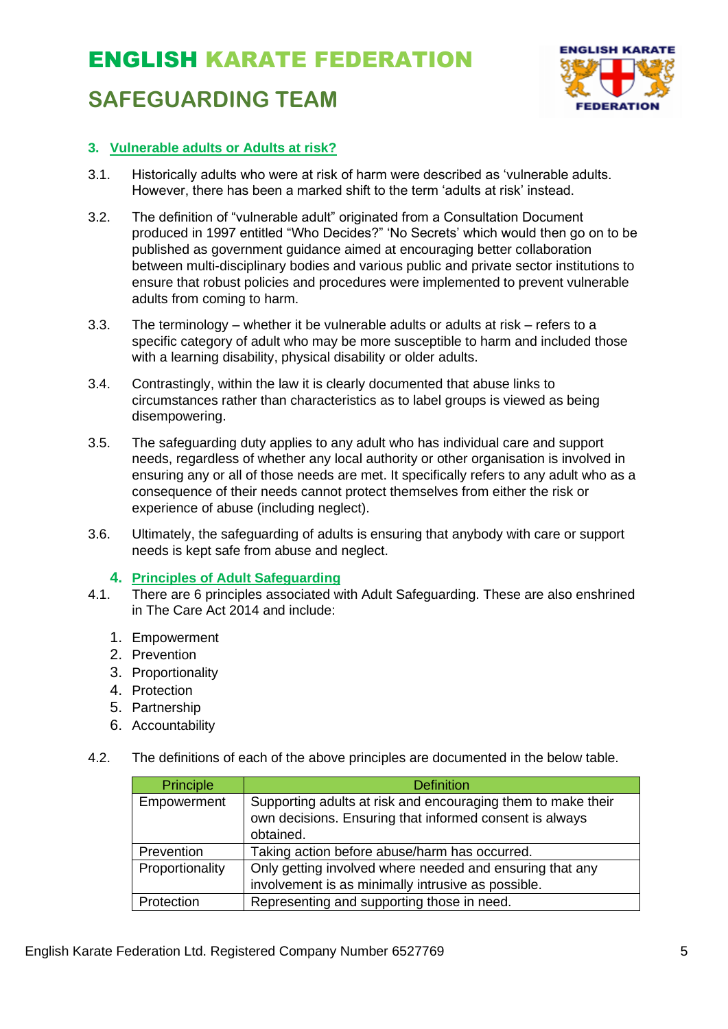## 3. Vulnerable adults or Adults at risk?

3.1. Historically adults who were at risk of harm were described as 'vulnerable adults. However, there has been a marked shift to the term 'adults at risk' instead.

3.2. The definition of "vulnerable adult" originated from a Consultation Document produced in 1997 entitled "Who Decides?" 'No Secrets' which would then go on to be published as government guidance aimed at encouraging better collaboration between multi-disciplinary bodies and various public and private sector institutions to ensure that robust policies and procedures were implemented to prevent vulnerable adults from coming to harm.

3.3. The terminology – whether it be vulnerable adults or adults at risk – refers to a specific category of adult who may be more susceptible to harm and included those with a learning disability, physical disability or older adults.

3.4. Contrastingly, within the law it is clearly documented that abuse links to circumstances rather than characteristics as to label groups is viewed as being disempowering.

3.5. The safeguarding duty applies to any adult who has individual care and support needs, regardless of whether any local authority or other organisation is involved in ensuring any or all of those needs are met. It specifically refers to any adult who as a consequence of their needs cannot protect themselves from either the risk or experience of abuse (including neglect).

3.6. Ultimately, the safeguarding of adults is ensuring that anybody with care or support needs is kept safe from abuse and neglect.

## 4. Principles of Adult Safeguarding

4.1. There are 6 principles associated with Adult Safeguarding. These are also enshrined in The Care Act 2014 and include:

1. Empowerment
2. Prevention
3. Proportionality
4. Protection
5. Partnership
6. Accountability

4.2. The definitions of each of the above principles are documented in the below table.

| Principle | Definition |
|---|---|
| Empowerment | Supporting adults at risk and encouraging them to make their own decisions. Ensuring that informed consent is always obtained. |
| Prevention | Taking action before abuse/harm has occurred. |
| Proportionality | Only getting involved where needed and ensuring that any involvement is as minimally intrusive as possible. |
| Protection | Representing and supporting those in need. |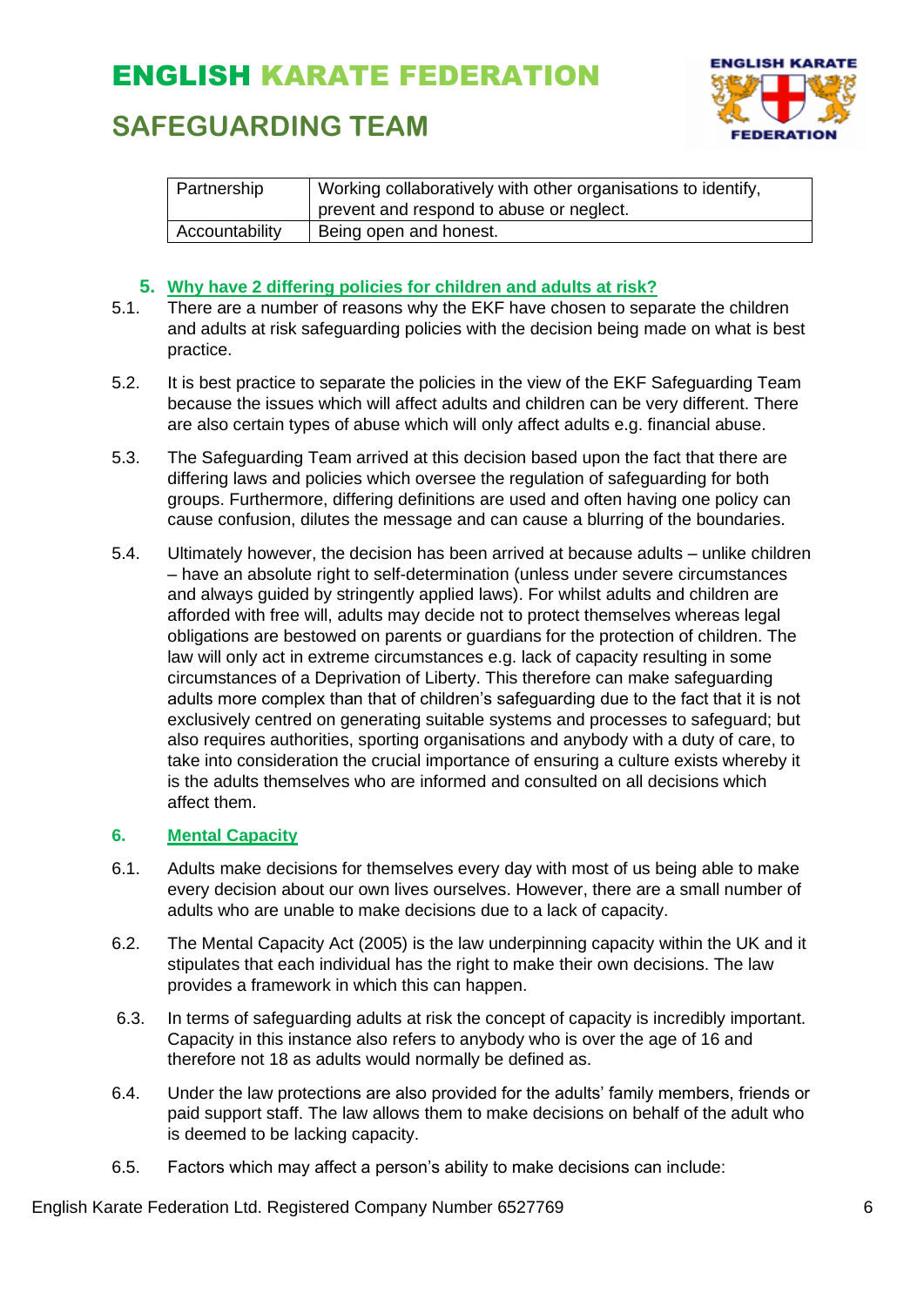| Partnership | Working collaboratively with other organisations to identify, prevent and respond to abuse or neglect. |
|---|---|
| Accountability | Being open and honest. |

## 5. Why have 2 differing policies for children and adults at risk?

5.1. There are a number of reasons why the EKF have chosen to separate the children and adults at risk safeguarding policies with the decision being made on what is best practice.

5.2. It is best practice to separate the policies in the view of the EKF Safeguarding Team because the issues which will affect adults and children can be very different. There are also certain types of abuse which will only affect adults e.g. financial abuse.

5.3. The Safeguarding Team arrived at this decision based upon the fact that there are differing laws and policies which oversee the regulation of safeguarding for both groups. Furthermore, differing definitions are used and often having one policy can cause confusion, dilutes the message and can cause a blurring of the boundaries.

5.4. Ultimately however, the decision has been arrived at because adults – unlike children – have an absolute right to self-determination (unless under severe circumstances and always guided by stringently applied laws). For whilst adults and children are afforded with free will, adults may decide not to protect themselves whereas legal obligations are bestowed on parents or guardians for the protection of children. The law will only act in extreme circumstances e.g. lack of capacity resulting in some circumstances of a Deprivation of Liberty. This therefore can make safeguarding adults more complex than that of children's safeguarding due to the fact that it is not exclusively centred on generating suitable systems and processes to safeguard; but also requires authorities, sporting organisations and anybody with a duty of care, to take into consideration the crucial importance of ensuring a culture exists whereby it is the adults themselves who are informed and consulted on all decisions which affect them.

## 6. Mental Capacity

6.1. Adults make decisions for themselves every day with most of us being able to make every decision about our own lives ourselves. However, there are a small number of adults who are unable to make decisions due to a lack of capacity.

6.2. The Mental Capacity Act (2005) is the law underpinning capacity within the UK and it stipulates that each individual has the right to make their own decisions. The law provides a framework in which this can happen.

6.3. In terms of safeguarding adults at risk the concept of capacity is incredibly important. Capacity in this instance also refers to anybody who is over the age of 16 and therefore not 18 as adults would normally be defined as.

6.4. Under the law protections are also provided for the adults' family members, friends or paid support staff. The law allows them to make decisions on behalf of the adult who is deemed to be lacking capacity.

6.5. Factors which may affect a person's ability to make decisions can include: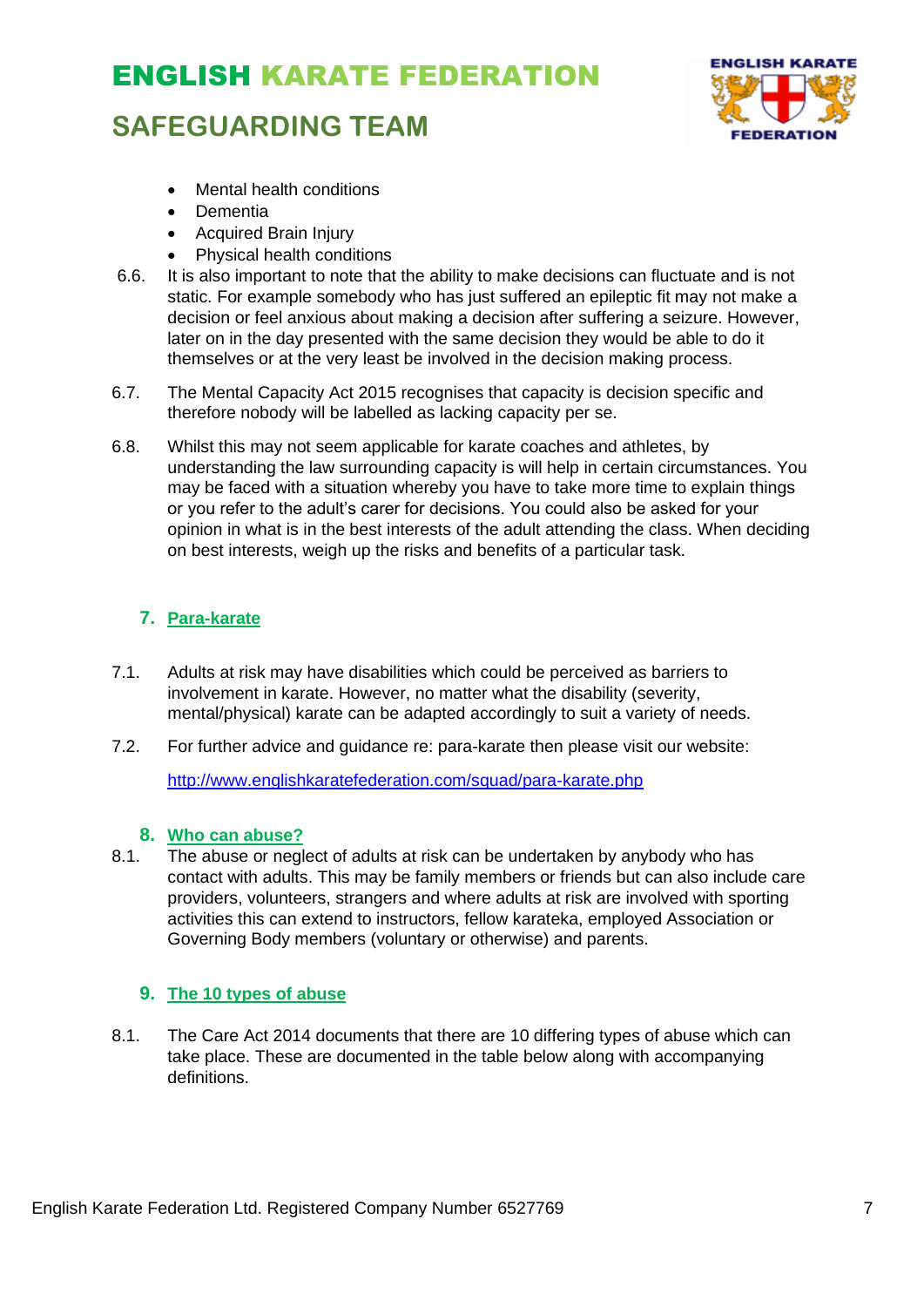- Mental health conditions
- Dementia
- Acquired Brain Injury
- Physical health conditions

6.6. It is also important to note that the ability to make decisions can fluctuate and is not static. For example somebody who has just suffered an epileptic fit may not make a decision or feel anxious about making a decision after suffering a seizure. However, later on in the day presented with the same decision they would be able to do it themselves or at the very least be involved in the decision making process.

6.7. The Mental Capacity Act 2015 recognises that capacity is decision specific and therefore nobody will be labelled as lacking capacity per se.

6.8. Whilst this may not seem applicable for karate coaches and athletes, by understanding the law surrounding capacity is will help in certain circumstances. You may be faced with a situation whereby you have to take more time to explain things or you refer to the adult's carer for decisions. You could also be asked for your opinion in what is in the best interests of the adult attending the class. When deciding on best interests, weigh up the risks and benefits of a particular task.

## 7. Para-karate

7.1. Adults at risk may have disabilities which could be perceived as barriers to involvement in karate. However, no matter what the disability (severity, mental/physical) karate can be adapted accordingly to suit a variety of needs.

7.2. For further advice and guidance re: para-karate then please visit our website:

http://www.englishkaratefederation.com/squad/para-karate.php

## 8. Who can abuse?

8.1. The abuse or neglect of adults at risk can be undertaken by anybody who has contact with adults. This may be family members or friends but can also include care providers, volunteers, strangers and where adults at risk are involved with sporting activities this can extend to instructors, fellow karateka, employed Association or Governing Body members (voluntary or otherwise) and parents.

## 9. The 10 types of abuse

8.1. The Care Act 2014 documents that there are 10 differing types of abuse which can take place. These are documented in the table below along with accompanying definitions.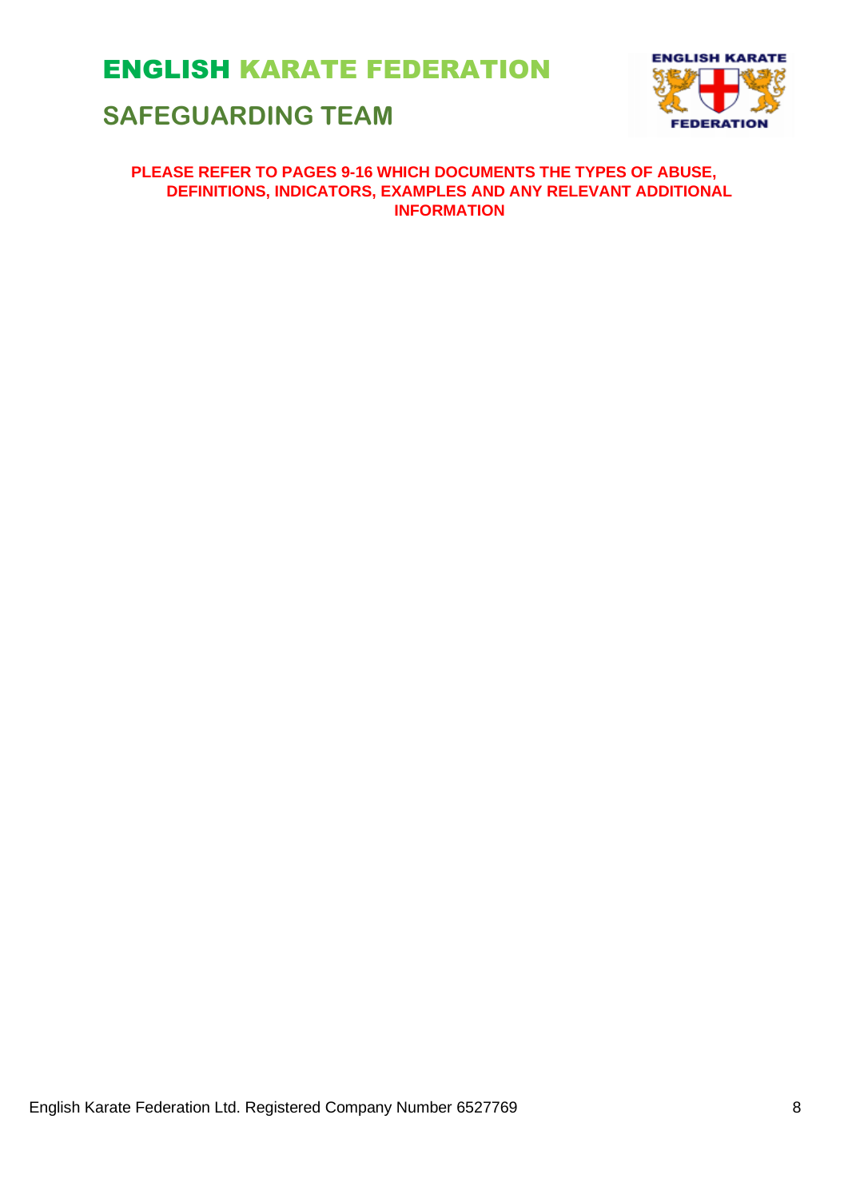**PLEASE REFER TO PAGES 9-16 WHICH DOCUMENTS THE TYPES OF ABUSE, DEFINITIONS, INDICATORS, EXAMPLES AND ANY RELEVANT ADDITIONAL INFORMATION**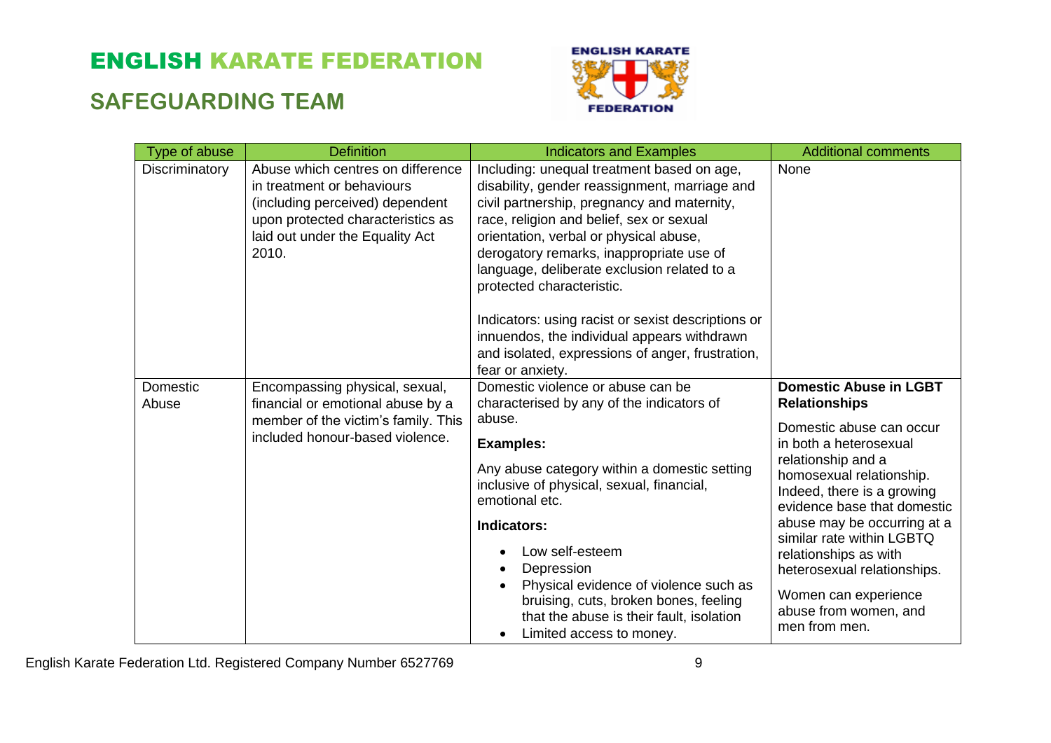| Type of abuse | Definition | Indicators and Examples | Additional comments |
|---|---|---|---|
| Discriminatory | Abuse which centres on difference in treatment or behaviours (including perceived) dependent upon protected characteristics as laid out under the Equality Act 2010. | Including: unequal treatment based on age, disability, gender reassignment, marriage and civil partnership, pregnancy and maternity, race, religion and belief, sex or sexual orientation, verbal or physical abuse, derogatory remarks, inappropriate use of language, deliberate exclusion related to a protected characteristic.<br><br>Indicators: using racist or sexist descriptions or innuendos, the individual appears withdrawn and isolated, expressions of anger, frustration, fear or anxiety. | None |
| Domestic Abuse | Encompassing physical, sexual, financial or emotional abuse by a member of the victim's family. This included honour-based violence. | Domestic violence or abuse can be characterised by any of the indicators of abuse.<br><br>**Examples:**<br><br>Any abuse category within a domestic setting inclusive of physical, sexual, financial, emotional etc.<br><br>**Indicators:**<br><br>• Low self-esteem<br>• Depression<br>• Physical evidence of violence such as bruising, cuts, broken bones, feeling that the abuse is their fault, isolation<br>• Limited access to money. | **Domestic Abuse in LGBT Relationships**<br><br>Domestic abuse can occur in both a heterosexual relationship and a homosexual relationship. Indeed, there is a growing evidence base that domestic abuse may be occurring at a similar rate within LGBTQ relationships as with heterosexual relationships.<br><br>Women can experience abuse from women, and men from men. |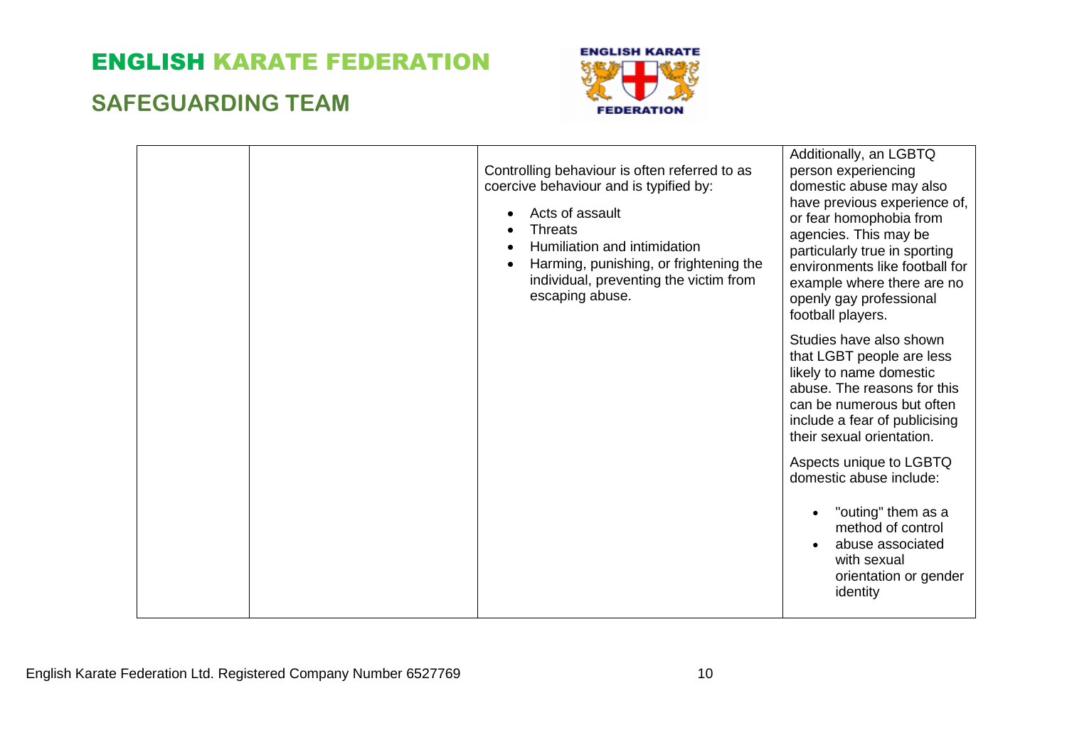| | | | |
|---|---|---|---|
| | | Controlling behaviour is often referred to as coercive behaviour and is typified by:<br><br>• Acts of assault<br>• Threats<br>• Humiliation and intimidation<br>• Harming, punishing, or frightening the individual, preventing the victim from escaping abuse. | Additionally, an LGBTQ person experiencing domestic abuse may also have previous experience of, or fear homophobia from agencies. This may be particularly true in sporting environments like football for example where there are no openly gay professional football players.<br><br>Studies have also shown that LGBT people are less likely to name domestic abuse. The reasons for this can be numerous but often include a fear of publicising their sexual orientation.<br><br>Aspects unique to LGBTQ domestic abuse include:<br><br>• "outing" them as a method of control<br>• abuse associated with sexual orientation or gender identity |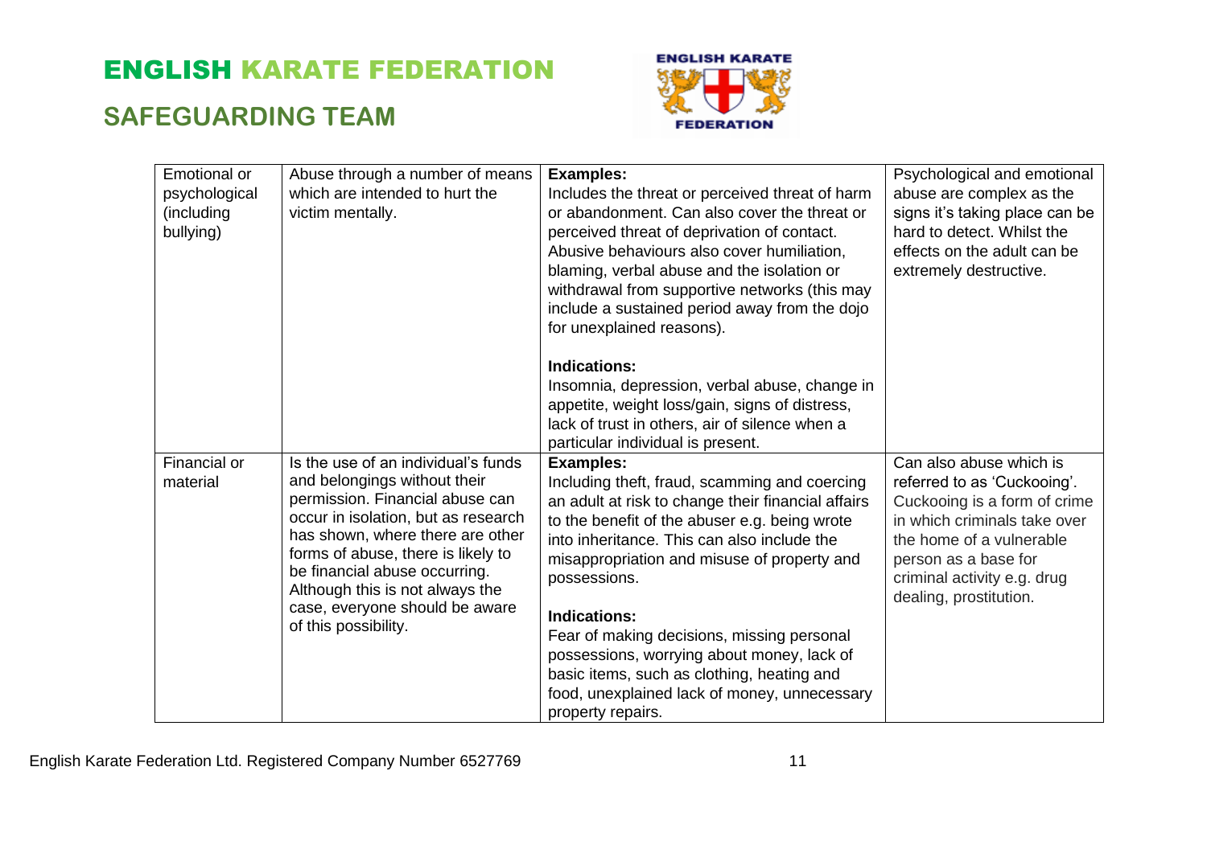| Emotional or psychological (including bullying) | Abuse through a number of means which are intended to hurt the victim mentally. | **Examples:**<br>Includes the threat or perceived threat of harm or abandonment. Can also cover the threat or perceived threat of deprivation of contact. Abusive behaviours also cover humiliation, blaming, verbal abuse and the isolation or withdrawal from supportive networks (this may include a sustained period away from the dojo for unexplained reasons).<br><br>**Indications:**<br>Insomnia, depression, verbal abuse, change in appetite, weight loss/gain, signs of distress, lack of trust in others, air of silence when a particular individual is present. | Psychological and emotional abuse are complex as the signs it's taking place can be hard to detect. Whilst the effects on the adult can be extremely destructive. |
|---|---|---|---|
| Financial or material | Is the use of an individual's funds and belongings without their permission. Financial abuse can occur in isolation, but as research has shown, where there are other forms of abuse, there is likely to be financial abuse occurring. Although this is not always the case, everyone should be aware of this possibility. | **Examples:**<br>Including theft, fraud, scamming and coercing an adult at risk to change their financial affairs to the benefit of the abuser e.g. being wrote into inheritance. This can also include the misappropriation and misuse of property and possessions.<br><br>**Indications:**<br>Fear of making decisions, missing personal possessions, worrying about money, lack of basic items, such as clothing, heating and food, unexplained lack of money, unnecessary property repairs. | Can also abuse which is referred to as 'Cuckooing'. Cuckooing is a form of crime in which criminals take over the home of a vulnerable person as a base for criminal activity e.g. drug dealing, prostitution. |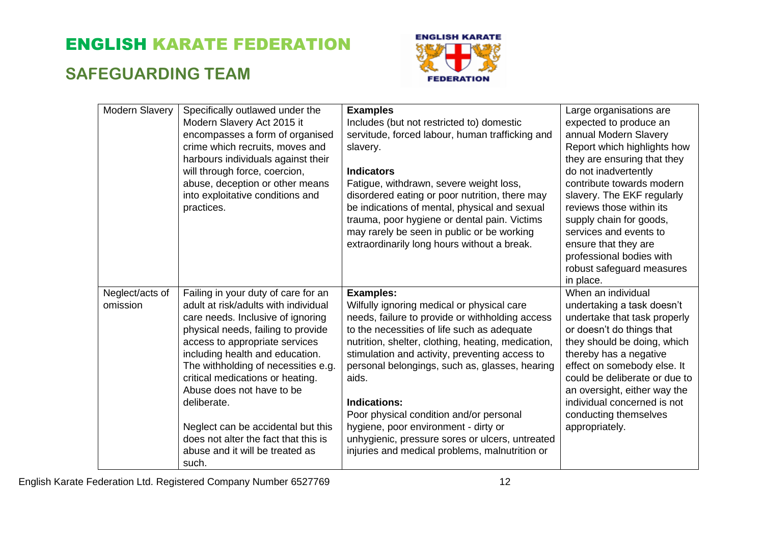| Modern Slavery | Specifically outlawed under the Modern Slavery Act 2015 it encompasses a form of organised crime which recruits, moves and harbours individuals against their will through force, coercion, abuse, deception or other means into exploitative conditions and practices. | **Examples**<br>Includes (but not restricted to) domestic servitude, forced labour, human trafficking and slavery.<br><br>**Indicators**<br>Fatigue, withdrawn, severe weight loss, disordered eating or poor nutrition, there may be indications of mental, physical and sexual trauma, poor hygiene or dental pain. Victims may rarely be seen in public or be working extraordinarily long hours without a break. | Large organisations are expected to produce an annual Modern Slavery Report which highlights how they are ensuring that they do not inadvertently contribute towards modern slavery. The EKF regularly reviews those within its supply chain for goods, services and events to ensure that they are professional bodies with robust safeguard measures in place. |
|---|---|---|---|
| Neglect/acts of omission | Failing in your duty of care for an adult at risk/adults with individual care needs. Inclusive of ignoring physical needs, failing to provide access to appropriate services including health and education. The withholding of necessities e.g. critical medications or heating. Abuse does not have to be deliberate.<br><br>Neglect can be accidental but this does not alter the fact that this is abuse and it will be treated as such. | **Examples:**<br>Wilfully ignoring medical or physical care needs, failure to provide or withholding access to the necessities of life such as adequate nutrition, shelter, clothing, heating, medication, stimulation and activity, preventing access to personal belongings, such as, glasses, hearing aids.<br><br>**Indications:**<br>Poor physical condition and/or personal hygiene, poor environment - dirty or unhygienic, pressure sores or ulcers, untreated injuries and medical problems, malnutrition or | When an individual undertaking a task doesn't undertake that task properly or doesn't do things that they should be doing, which thereby has a negative effect on somebody else. It could be deliberate or due to an oversight, either way the individual concerned is not conducting themselves appropriately. |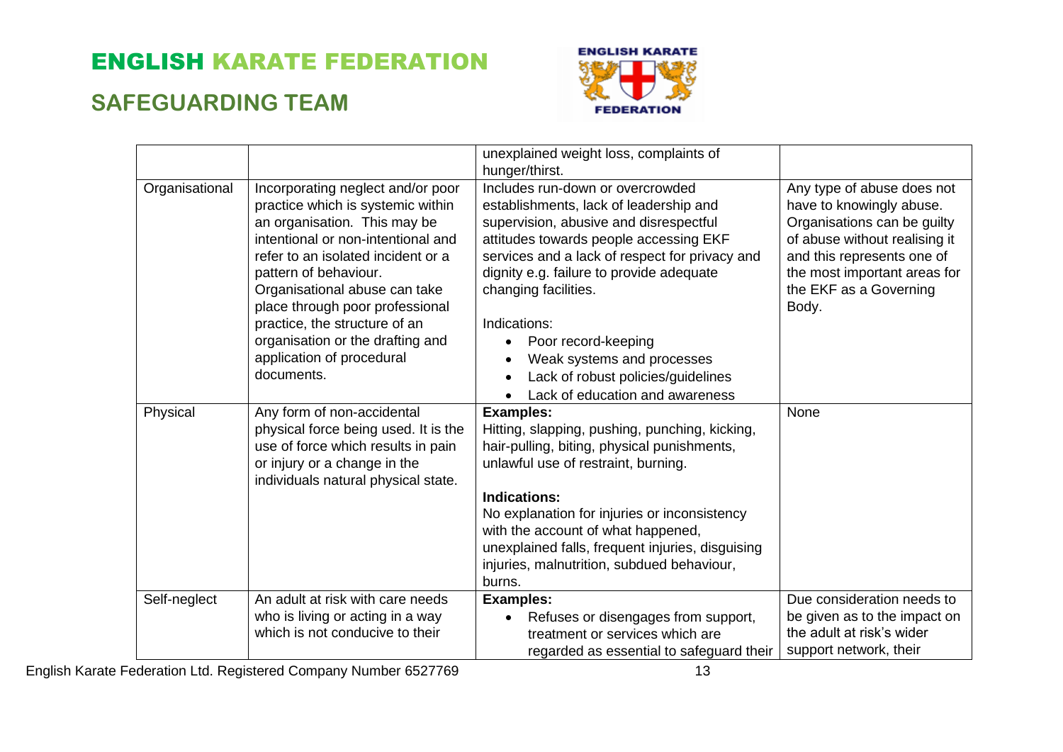| | | | |
|---|---|---|---|
| | | unexplained weight loss, complaints of hunger/thirst. | |
| Organisational | Incorporating neglect and/or poor practice which is systemic within an organisation. This may be intentional or non-intentional and refer to an isolated incident or a pattern of behaviour. Organisational abuse can take place through poor professional practice, the structure of an organisation or the drafting and application of procedural documents. | Includes run-down or overcrowded establishments, lack of leadership and supervision, abusive and disrespectful attitudes towards people accessing EKF services and a lack of respect for privacy and dignity e.g. failure to provide adequate changing facilities.<br><br>Indications:<br>• Poor record-keeping<br>• Weak systems and processes<br>• Lack of robust policies/guidelines<br>• Lack of education and awareness | Any type of abuse does not have to knowingly abuse. Organisations can be guilty of abuse without realising it and this represents one of the most important areas for the EKF as a Governing Body. |
| Physical | Any form of non-accidental physical force being used. It is the use of force which results in pain or injury or a change in the individuals natural physical state. | **Examples:**<br>Hitting, slapping, pushing, punching, kicking, hair-pulling, biting, physical punishments, unlawful use of restraint, burning.<br><br>**Indications:**<br>No explanation for injuries or inconsistency with the account of what happened, unexplained falls, frequent injuries, disguising injuries, malnutrition, subdued behaviour, burns. | None |
| Self-neglect | An adult at risk with care needs who is living or acting in a way which is not conducive to their | **Examples:**<br>• Refuses or disengages from support, treatment or services which are regarded as essential to safeguard their | Due consideration needs to be given as to the impact on the adult at risk's wider support network, their |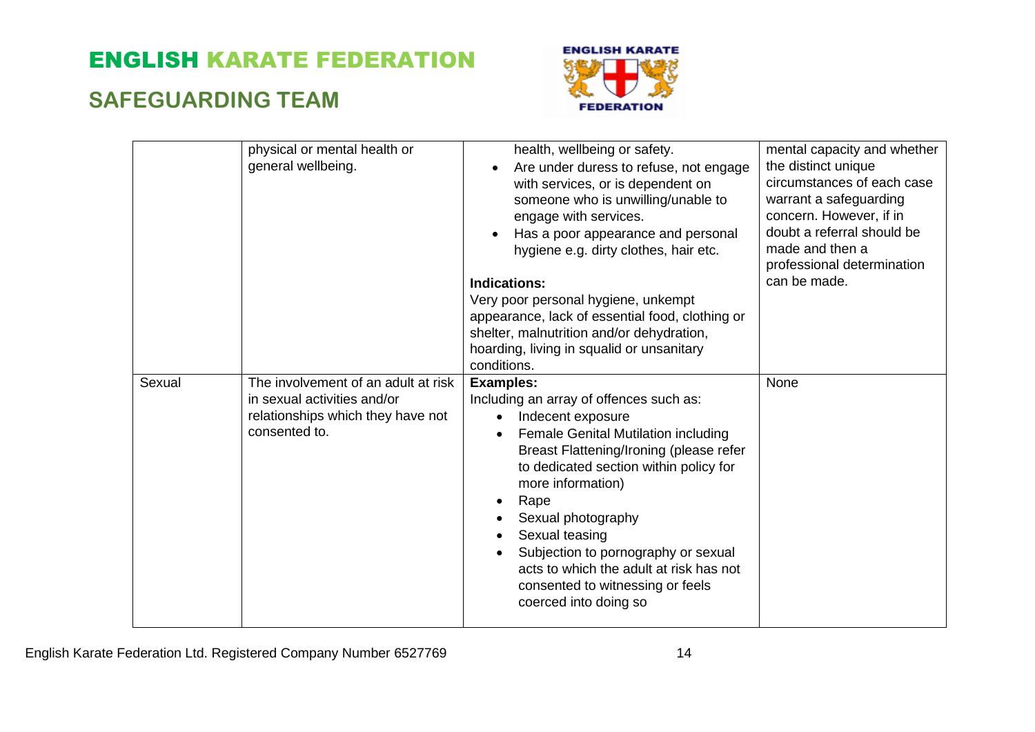| | | | |
|---|---|---|---|
| | physical or mental health or general wellbeing. | health, wellbeing or safety.<br>• Are under duress to refuse, not engage with services, or is dependent on someone who is unwilling/unable to engage with services.<br>• Has a poor appearance and personal hygiene e.g. dirty clothes, hair etc.<br><br>**Indications:**<br>Very poor personal hygiene, unkempt appearance, lack of essential food, clothing or shelter, malnutrition and/or dehydration, hoarding, living in squalid or unsanitary conditions. | mental capacity and whether the distinct unique circumstances of each case warrant a safeguarding concern. However, if in doubt a referral should be made and then a professional determination can be made. |
| Sexual | The involvement of an adult at risk in sexual activities and/or relationships which they have not consented to. | **Examples:**<br>Including an array of offences such as:<br>• Indecent exposure<br>• Female Genital Mutilation including Breast Flattening/Ironing (please refer to dedicated section within policy for more information)<br>• Rape<br>• Sexual photography<br>• Sexual teasing<br>• Subjection to pornography or sexual acts to which the adult at risk has not consented to witnessing or feels coerced into doing so | None |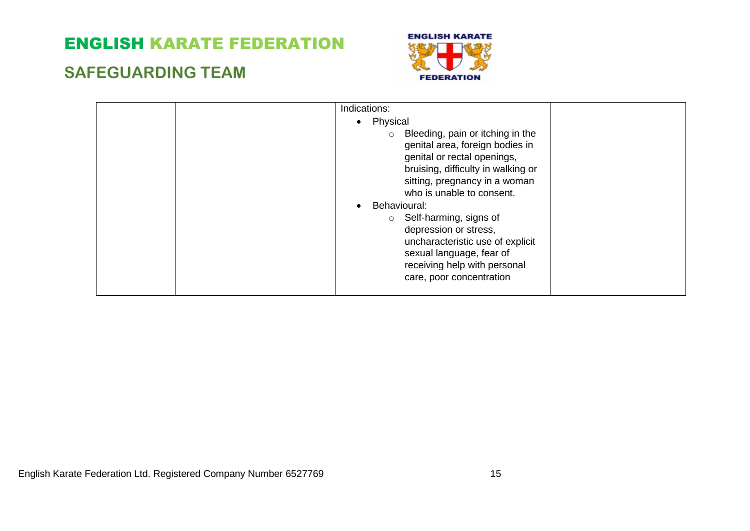| | | | |
|---|---|---|---|
| | | Indications:<br>• Physical<br>  ○ Bleeding, pain or itching in the genital area, foreign bodies in genital or rectal openings, bruising, difficulty in walking or sitting, pregnancy in a woman who is unable to consent.<br>• Behavioural:<br>  ○ Self-harming, signs of depression or stress, uncharacteristic use of explicit sexual language, fear of receiving help with personal care, poor concentration | |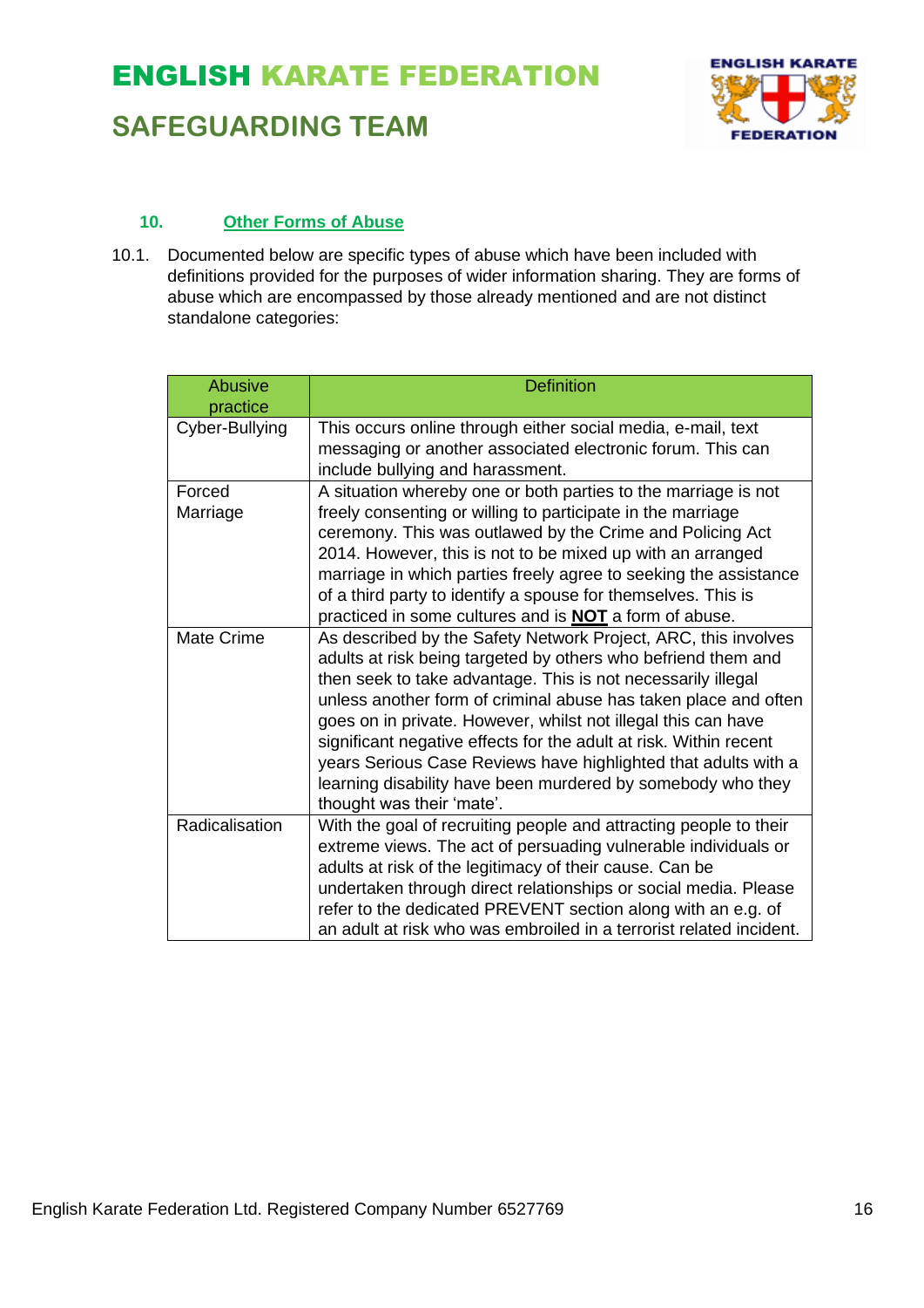## 10. Other Forms of Abuse

10.1. Documented below are specific types of abuse which have been included with definitions provided for the purposes of wider information sharing. They are forms of abuse which are encompassed by those already mentioned and are not distinct standalone categories:

| Abusive practice | Definition |
|---|---|
| Cyber-Bullying | This occurs online through either social media, e-mail, text messaging or another associated electronic forum. This can include bullying and harassment. |
| Forced Marriage | A situation whereby one or both parties to the marriage is not freely consenting or willing to participate in the marriage ceremony. This was outlawed by the Crime and Policing Act 2014. However, this is not to be mixed up with an arranged marriage in which parties freely agree to seeking the assistance of a third party to identify a spouse for themselves. This is practiced in some cultures and is **NOT** a form of abuse. |
| Mate Crime | As described by the Safety Network Project, ARC, this involves adults at risk being targeted by others who befriend them and then seek to take advantage. This is not necessarily illegal unless another form of criminal abuse has taken place and often goes on in private. However, whilst not illegal this can have significant negative effects for the adult at risk. Within recent years Serious Case Reviews have highlighted that adults with a learning disability have been murdered by somebody who they thought was their 'mate'. |
| Radicalisation | With the goal of recruiting people and attracting people to their extreme views. The act of persuading vulnerable individuals or adults at risk of the legitimacy of their cause. Can be undertaken through direct relationships or social media. Please refer to the dedicated PREVENT section along with an e.g. of an adult at risk who was embroiled in a terrorist related incident. |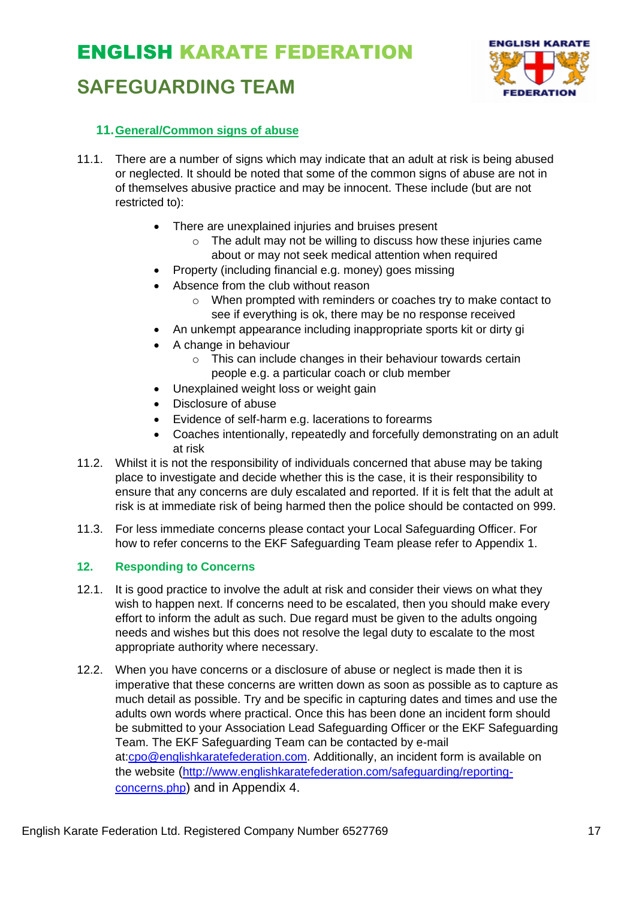## 11. General/Common signs of abuse

11.1. There are a number of signs which may indicate that an adult at risk is being abused or neglected. It should be noted that some of the common signs of abuse are not in of themselves abusive practice and may be innocent. These include (but are not restricted to):

- There are unexplained injuries and bruises present
  - The adult may not be willing to discuss how these injuries came about or may not seek medical attention when required
- Property (including financial e.g. money) goes missing
- Absence from the club without reason
  - When prompted with reminders or coaches try to make contact to see if everything is ok, there may be no response received
- An unkempt appearance including inappropriate sports kit or dirty gi
- A change in behaviour
  - This can include changes in their behaviour towards certain people e.g. a particular coach or club member
- Unexplained weight loss or weight gain
- Disclosure of abuse
- Evidence of self-harm e.g. lacerations to forearms
- Coaches intentionally, repeatedly and forcefully demonstrating on an adult at risk

11.2. Whilst it is not the responsibility of individuals concerned that abuse may be taking place to investigate and decide whether this is the case, it is their responsibility to ensure that any concerns are duly escalated and reported. If it is felt that the adult at risk is at immediate risk of being harmed then the police should be contacted on 999.

11.3. For less immediate concerns please contact your Local Safeguarding Officer. For how to refer concerns to the EKF Safeguarding Team please refer to Appendix 1.

## 12. Responding to Concerns

12.1. It is good practice to involve the adult at risk and consider their views on what they wish to happen next. If concerns need to be escalated, then you should make every effort to inform the adult as such. Due regard must be given to the adults ongoing needs and wishes but this does not resolve the legal duty to escalate to the most appropriate authority where necessary.

12.2. When you have concerns or a disclosure of abuse or neglect is made then it is imperative that these concerns are written down as soon as possible as to capture as much detail as possible. Try and be specific in capturing dates and times and use the adults own words where practical. Once this has been done an incident form should be submitted to your Association Lead Safeguarding Officer or the EKF Safeguarding Team. The EKF Safeguarding Team can be contacted by e-mail at:cpo@englishkaratefederation.com. Additionally, an incident form is available on the website (http://www.englishkaratefederation.com/safeguarding/reporting-concerns.php) and in Appendix 4.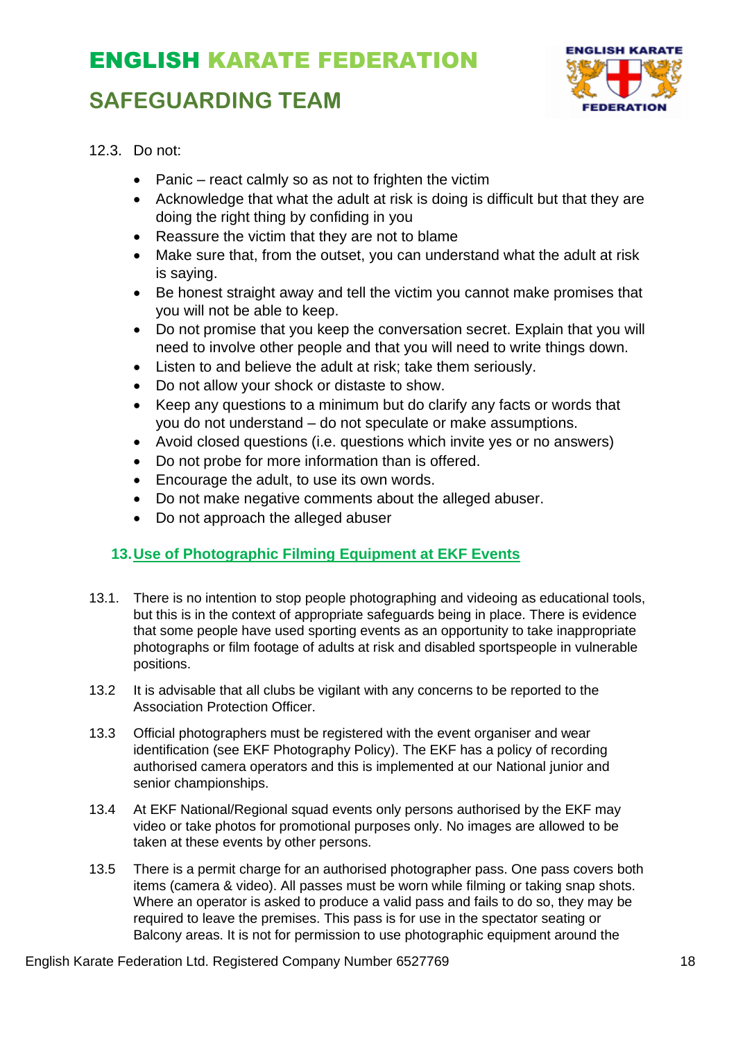12.3. Do not:

- Panic – react calmly so as not to frighten the victim
- Acknowledge that what the adult at risk is doing is difficult but that they are doing the right thing by confiding in you
- Reassure the victim that they are not to blame
- Make sure that, from the outset, you can understand what the adult at risk is saying.
- Be honest straight away and tell the victim you cannot make promises that you will not be able to keep.
- Do not promise that you keep the conversation secret. Explain that you will need to involve other people and that you will need to write things down.
- Listen to and believe the adult at risk; take them seriously.
- Do not allow your shock or distaste to show.
- Keep any questions to a minimum but do clarify any facts or words that you do not understand – do not speculate or make assumptions.
- Avoid closed questions (i.e. questions which invite yes or no answers)
- Do not probe for more information than is offered.
- Encourage the adult, to use its own words.
- Do not make negative comments about the alleged abuser.
- Do not approach the alleged abuser

## 13. Use of Photographic Filming Equipment at EKF Events

13.1. There is no intention to stop people photographing and videoing as educational tools, but this is in the context of appropriate safeguards being in place. There is evidence that some people have used sporting events as an opportunity to take inappropriate photographs or film footage of adults at risk and disabled sportspeople in vulnerable positions.

13.2 It is advisable that all clubs be vigilant with any concerns to be reported to the Association Protection Officer.

13.3 Official photographers must be registered with the event organiser and wear identification (see EKF Photography Policy). The EKF has a policy of recording authorised camera operators and this is implemented at our National junior and senior championships.

13.4 At EKF National/Regional squad events only persons authorised by the EKF may video or take photos for promotional purposes only. No images are allowed to be taken at these events by other persons.

13.5 There is a permit charge for an authorised photographer pass. One pass covers both items (camera & video). All passes must be worn while filming or taking snap shots. Where an operator is asked to produce a valid pass and fails to do so, they may be required to leave the premises. This pass is for use in the spectator seating or Balcony areas. It is not for permission to use photographic equipment around the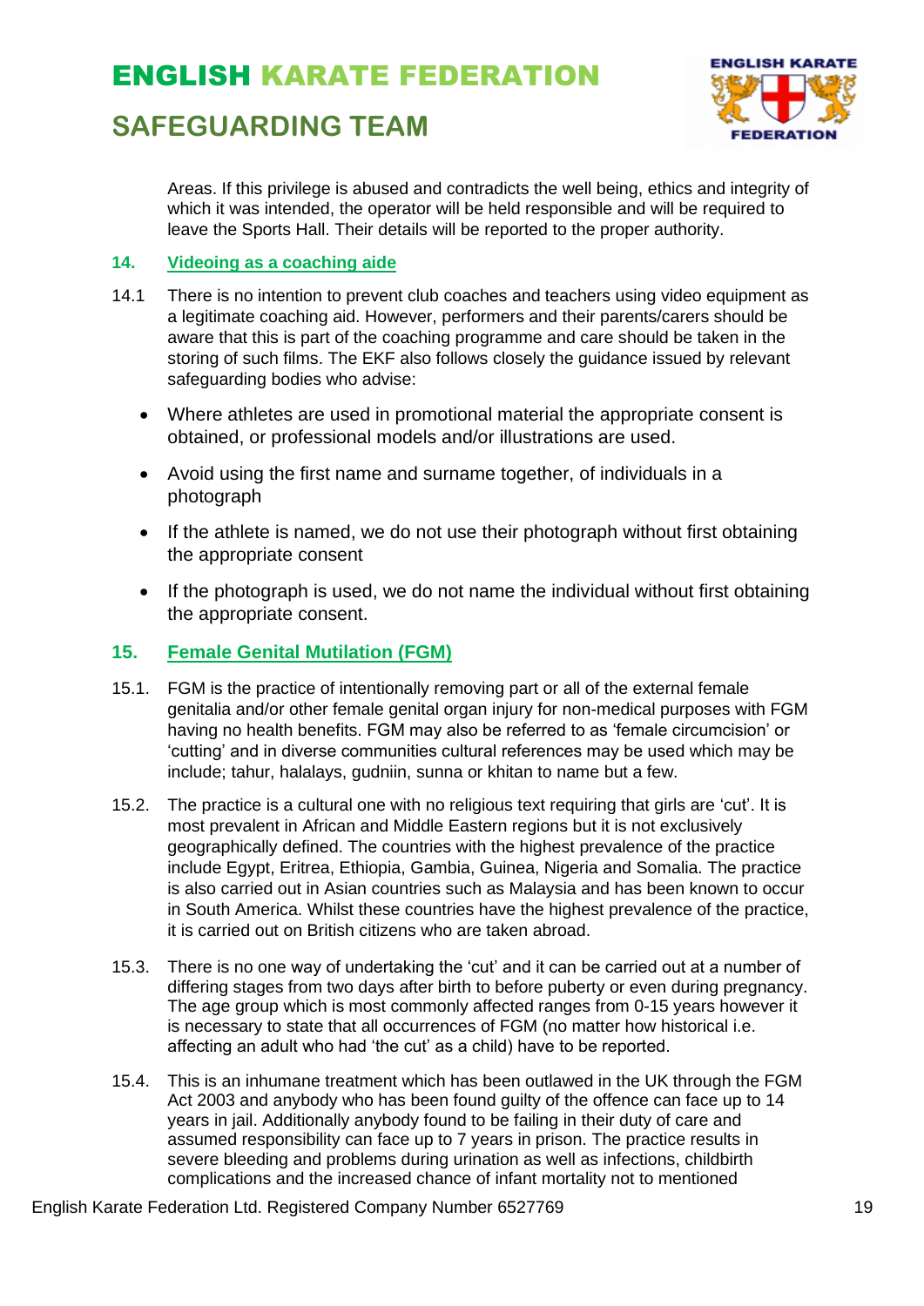Areas. If this privilege is abused and contradicts the well being, ethics and integrity of which it was intended, the operator will be held responsible and will be required to leave the Sports Hall. Their details will be reported to the proper authority.

## 14. Videoing as a coaching aide

14.1 There is no intention to prevent club coaches and teachers using video equipment as a legitimate coaching aid. However, performers and their parents/carers should be aware that this is part of the coaching programme and care should be taken in the storing of such films. The EKF also follows closely the guidance issued by relevant safeguarding bodies who advise:

- Where athletes are used in promotional material the appropriate consent is obtained, or professional models and/or illustrations are used.
- Avoid using the first name and surname together, of individuals in a photograph
- If the athlete is named, we do not use their photograph without first obtaining the appropriate consent
- If the photograph is used, we do not name the individual without first obtaining the appropriate consent.

## 15. Female Genital Mutilation (FGM)

15.1. FGM is the practice of intentionally removing part or all of the external female genitalia and/or other female genital organ injury for non-medical purposes with FGM having no health benefits. FGM may also be referred to as 'female circumcision' or 'cutting' and in diverse communities cultural references may be used which may be include; tahur, halalays, gudniin, sunna or khitan to name but a few.

15.2. The practice is a cultural one with no religious text requiring that girls are 'cut'. It is most prevalent in African and Middle Eastern regions but it is not exclusively geographically defined. The countries with the highest prevalence of the practice include Egypt, Eritrea, Ethiopia, Gambia, Guinea, Nigeria and Somalia. The practice is also carried out in Asian countries such as Malaysia and has been known to occur in South America. Whilst these countries have the highest prevalence of the practice, it is carried out on British citizens who are taken abroad.

15.3. There is no one way of undertaking the 'cut' and it can be carried out at a number of differing stages from two days after birth to before puberty or even during pregnancy. The age group which is most commonly affected ranges from 0-15 years however it is necessary to state that all occurrences of FGM (no matter how historical i.e. affecting an adult who had 'the cut' as a child) have to be reported.

15.4. This is an inhumane treatment which has been outlawed in the UK through the FGM Act 2003 and anybody who has been found guilty of the offence can face up to 14 years in jail. Additionally anybody found to be failing in their duty of care and assumed responsibility can face up to 7 years in prison. The practice results in severe bleeding and problems during urination as well as infections, childbirth complications and the increased chance of infant mortality not to mentioned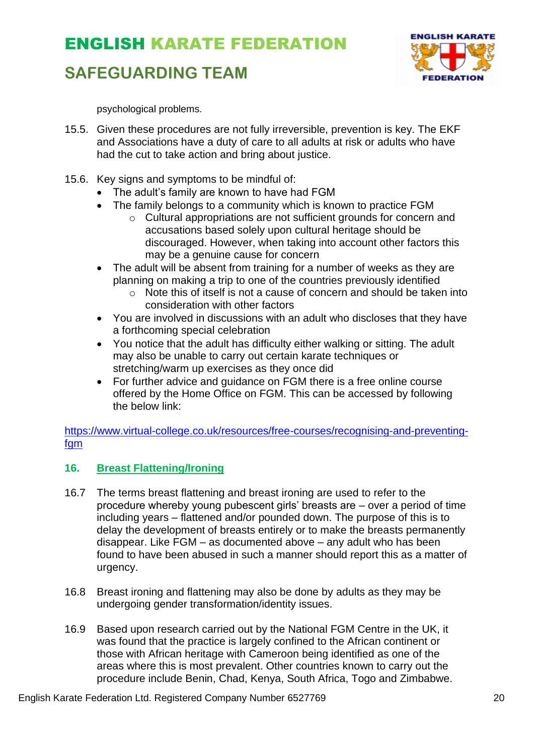psychological problems.

15.5. Given these procedures are not fully irreversible, prevention is key. The EKF and Associations have a duty of care to all adults at risk or adults who have had the cut to take action and bring about justice.

15.6. Key signs and symptoms to be mindful of:

- The adult's family are known to have had FGM
- The family belongs to a community which is known to practice FGM
  - Cultural appropriations are not sufficient grounds for concern and accusations based solely upon cultural heritage should be discouraged. However, when taking into account other factors this may be a genuine cause for concern
- The adult will be absent from training for a number of weeks as they are planning on making a trip to one of the countries previously identified
  - Note this of itself is not a cause of concern and should be taken into consideration with other factors
- You are involved in discussions with an adult who discloses that they have a forthcoming special celebration
- You notice that the adult has difficulty either walking or sitting. The adult may also be unable to carry out certain karate techniques or stretching/warm up exercises as they once did
- For further advice and guidance on FGM there is a free online course offered by the Home Office on FGM. This can be accessed by following the below link:

https://www.virtual-college.co.uk/resources/free-courses/recognising-and-preventing-fgm

## 16. Breast Flattening/Ironing

16.7 The terms breast flattening and breast ironing are used to refer to the procedure whereby young pubescent girls' breasts are – over a period of time including years – flattened and/or pounded down. The purpose of this is to delay the development of breasts entirely or to make the breasts permanently disappear. Like FGM – as documented above – any adult who has been found to have been abused in such a manner should report this as a matter of urgency.

16.8 Breast ironing and flattening may also be done by adults as they may be undergoing gender transformation/identity issues.

16.9 Based upon research carried out by the National FGM Centre in the UK, it was found that the practice is largely confined to the African continent or those with African heritage with Cameroon being identified as one of the areas where this is most prevalent. Other countries known to carry out the procedure include Benin, Chad, Kenya, South Africa, Togo and Zimbabwe.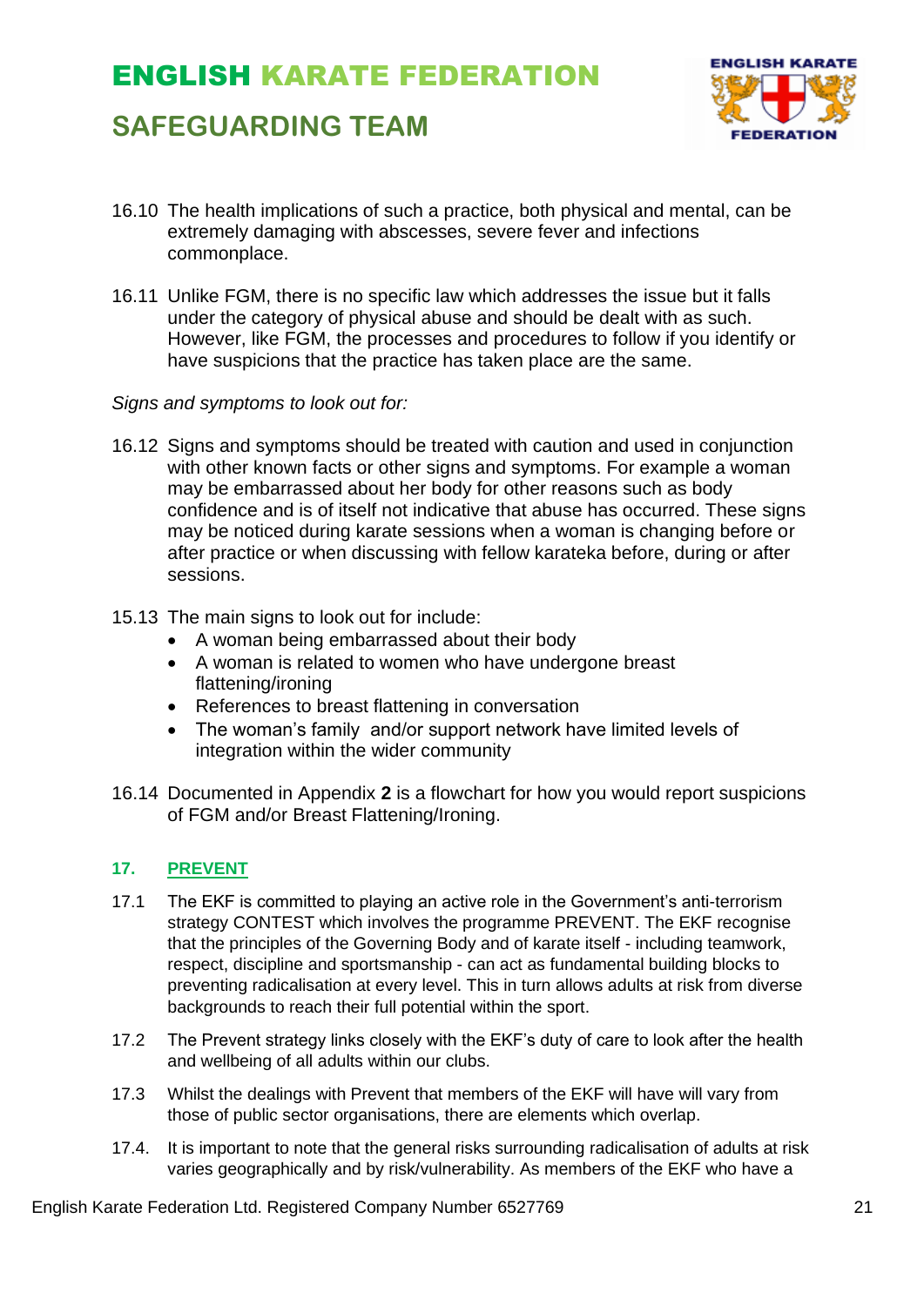16.10 The health implications of such a practice, both physical and mental, can be extremely damaging with abscesses, severe fever and infections commonplace.

16.11 Unlike FGM, there is no specific law which addresses the issue but it falls under the category of physical abuse and should be dealt with as such. However, like FGM, the processes and procedures to follow if you identify or have suspicions that the practice has taken place are the same.

*Signs and symptoms to look out for:*

16.12 Signs and symptoms should be treated with caution and used in conjunction with other known facts or other signs and symptoms. For example a woman may be embarrassed about her body for other reasons such as body confidence and is of itself not indicative that abuse has occurred. These signs may be noticed during karate sessions when a woman is changing before or after practice or when discussing with fellow karateka before, during or after sessions.

15.13 The main signs to look out for include:

- A woman being embarrassed about their body
- A woman is related to women who have undergone breast flattening/ironing
- References to breast flattening in conversation
- The woman's family and/or support network have limited levels of integration within the wider community

16.14 Documented in Appendix **2** is a flowchart for how you would report suspicions of FGM and/or Breast Flattening/Ironing.

## 17. PREVENT

17.1 The EKF is committed to playing an active role in the Government's anti-terrorism strategy CONTEST which involves the programme PREVENT. The EKF recognise that the principles of the Governing Body and of karate itself - including teamwork, respect, discipline and sportsmanship - can act as fundamental building blocks to preventing radicalisation at every level. This in turn allows adults at risk from diverse backgrounds to reach their full potential within the sport.

17.2 The Prevent strategy links closely with the EKF's duty of care to look after the health and wellbeing of all adults within our clubs.

17.3 Whilst the dealings with Prevent that members of the EKF will have will vary from those of public sector organisations, there are elements which overlap.

17.4. It is important to note that the general risks surrounding radicalisation of adults at risk varies geographically and by risk/vulnerability. As members of the EKF who have a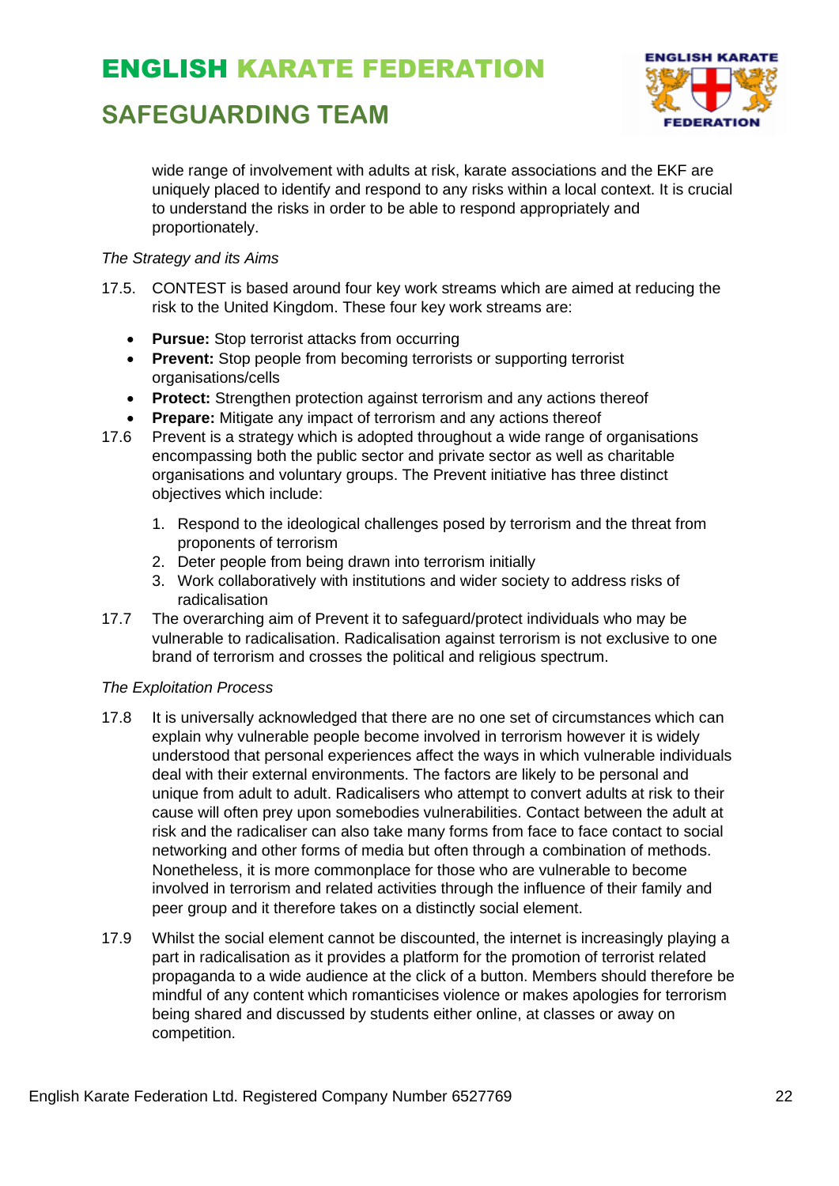wide range of involvement with adults at risk, karate associations and the EKF are uniquely placed to identify and respond to any risks within a local context. It is crucial to understand the risks in order to be able to respond appropriately and proportionately.

*The Strategy and its Aims*

17.5. CONTEST is based around four key work streams which are aimed at reducing the risk to the United Kingdom. These four key work streams are:

- **Pursue:** Stop terrorist attacks from occurring
- **Prevent:** Stop people from becoming terrorists or supporting terrorist organisations/cells
- **Protect:** Strengthen protection against terrorism and any actions thereof
- **Prepare:** Mitigate any impact of terrorism and any actions thereof

17.6 Prevent is a strategy which is adopted throughout a wide range of organisations encompassing both the public sector and private sector as well as charitable organisations and voluntary groups. The Prevent initiative has three distinct objectives which include:

1. Respond to the ideological challenges posed by terrorism and the threat from proponents of terrorism
2. Deter people from being drawn into terrorism initially
3. Work collaboratively with institutions and wider society to address risks of radicalisation

17.7 The overarching aim of Prevent it to safeguard/protect individuals who may be vulnerable to radicalisation. Radicalisation against terrorism is not exclusive to one brand of terrorism and crosses the political and religious spectrum.

*The Exploitation Process*

17.8 It is universally acknowledged that there are no one set of circumstances which can explain why vulnerable people become involved in terrorism however it is widely understood that personal experiences affect the ways in which vulnerable individuals deal with their external environments. The factors are likely to be personal and unique from adult to adult. Radicalisers who attempt to convert adults at risk to their cause will often prey upon somebodies vulnerabilities. Contact between the adult at risk and the radicaliser can also take many forms from face to face contact to social networking and other forms of media but often through a combination of methods. Nonetheless, it is more commonplace for those who are vulnerable to become involved in terrorism and related activities through the influence of their family and peer group and it therefore takes on a distinctly social element.

17.9 Whilst the social element cannot be discounted, the internet is increasingly playing a part in radicalisation as it provides a platform for the promotion of terrorist related propaganda to a wide audience at the click of a button. Members should therefore be mindful of any content which romanticises violence or makes apologies for terrorism being shared and discussed by students either online, at classes or away on competition.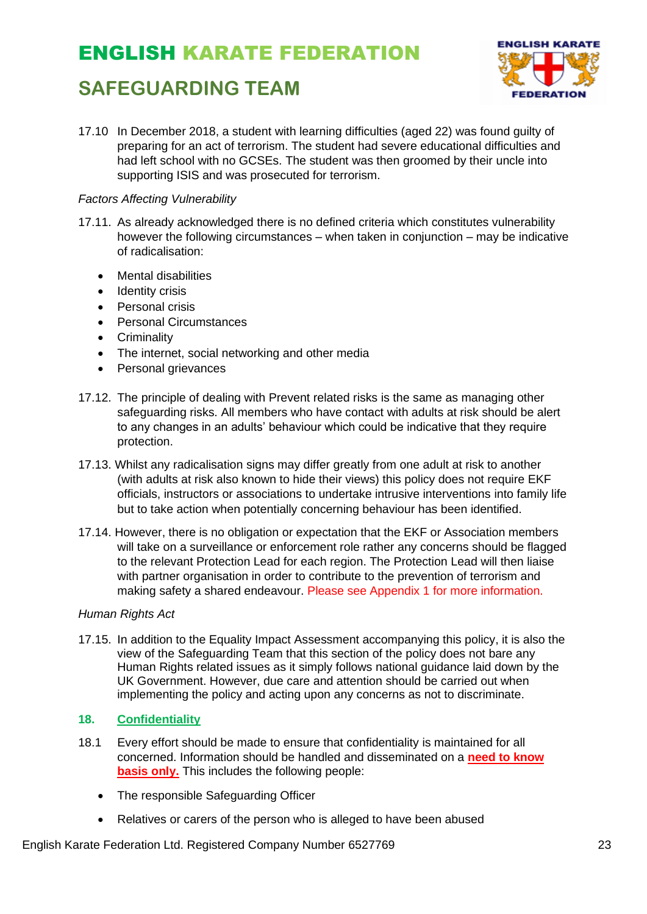17.10 In December 2018, a student with learning difficulties (aged 22) was found guilty of preparing for an act of terrorism. The student had severe educational difficulties and had left school with no GCSEs. The student was then groomed by their uncle into supporting ISIS and was prosecuted for terrorism.

*Factors Affecting Vulnerability*

17.11. As already acknowledged there is no defined criteria which constitutes vulnerability however the following circumstances – when taken in conjunction – may be indicative of radicalisation:

- Mental disabilities
- Identity crisis
- Personal crisis
- Personal Circumstances
- Criminality
- The internet, social networking and other media
- Personal grievances

17.12. The principle of dealing with Prevent related risks is the same as managing other safeguarding risks. All members who have contact with adults at risk should be alert to any changes in an adults' behaviour which could be indicative that they require protection.

17.13. Whilst any radicalisation signs may differ greatly from one adult at risk to another (with adults at risk also known to hide their views) this policy does not require EKF officials, instructors or associations to undertake intrusive interventions into family life but to take action when potentially concerning behaviour has been identified.

17.14. However, there is no obligation or expectation that the EKF or Association members will take on a surveillance or enforcement role rather any concerns should be flagged to the relevant Protection Lead for each region. The Protection Lead will then liaise with partner organisation in order to contribute to the prevention of terrorism and making safety a shared endeavour. Please see Appendix 1 for more information.

*Human Rights Act*

17.15. In addition to the Equality Impact Assessment accompanying this policy, it is also the view of the Safeguarding Team that this section of the policy does not bare any Human Rights related issues as it simply follows national guidance laid down by the UK Government. However, due care and attention should be carried out when implementing the policy and acting upon any concerns as not to discriminate.

## 18. Confidentiality

18.1 Every effort should be made to ensure that confidentiality is maintained for all concerned. Information should be handled and disseminated on a **need to know basis only.** This includes the following people:

- The responsible Safeguarding Officer
- Relatives or carers of the person who is alleged to have been abused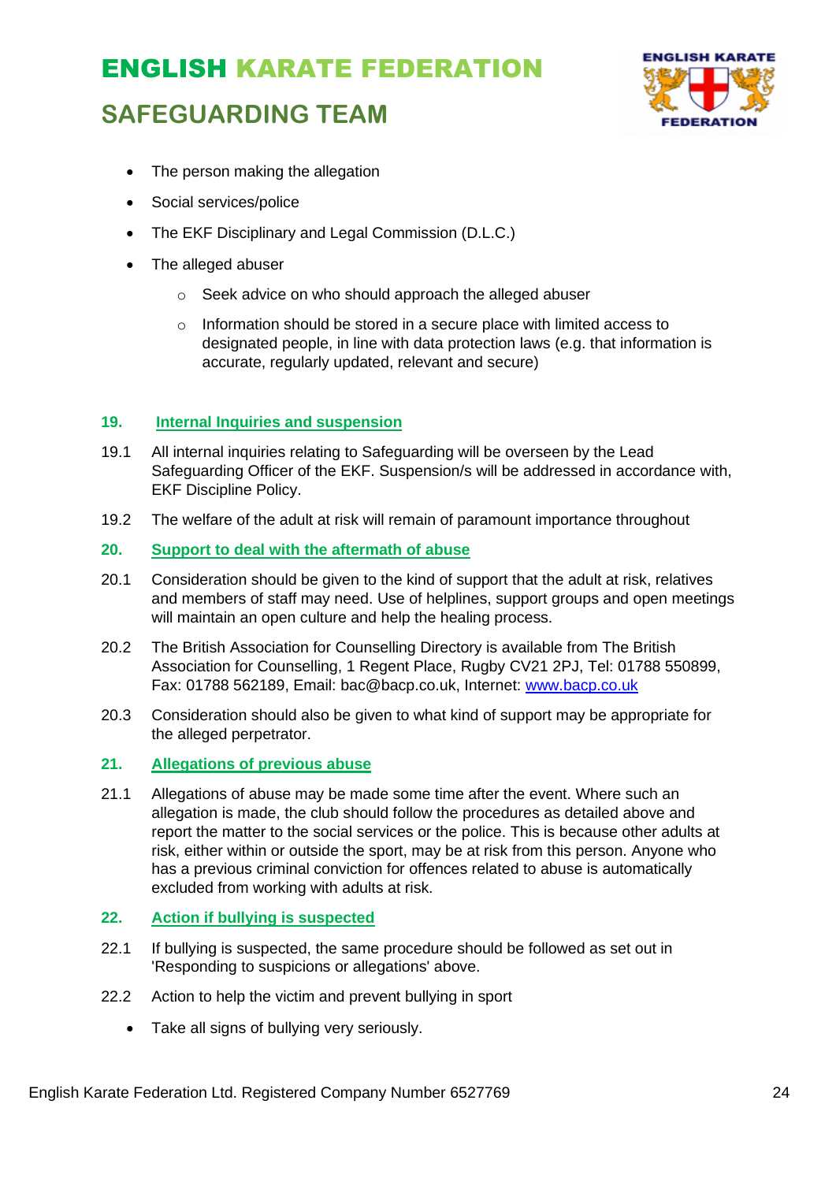- The person making the allegation
- Social services/police
- The EKF Disciplinary and Legal Commission (D.L.C.)
- The alleged abuser
    - Seek advice on who should approach the alleged abuser
    - Information should be stored in a secure place with limited access to designated people, in line with data protection laws (e.g. that information is accurate, regularly updated, relevant and secure)

## 19. Internal Inquiries and suspension

19.1 All internal inquiries relating to Safeguarding will be overseen by the Lead Safeguarding Officer of the EKF. Suspension/s will be addressed in accordance with, EKF Discipline Policy.

19.2 The welfare of the adult at risk will remain of paramount importance throughout

## 20. Support to deal with the aftermath of abuse

20.1 Consideration should be given to the kind of support that the adult at risk, relatives and members of staff may need. Use of helplines, support groups and open meetings will maintain an open culture and help the healing process.

20.2 The British Association for Counselling Directory is available from The British Association for Counselling, 1 Regent Place, Rugby CV21 2PJ, Tel: 01788 550899, Fax: 01788 562189, Email: bac@bacp.co.uk, Internet: [www.bacp.co.uk](http://www.bacp.co.uk)

20.3 Consideration should also be given to what kind of support may be appropriate for the alleged perpetrator.

## 21. Allegations of previous abuse

21.1 Allegations of abuse may be made some time after the event. Where such an allegation is made, the club should follow the procedures as detailed above and report the matter to the social services or the police. This is because other adults at risk, either within or outside the sport, may be at risk from this person. Anyone who has a previous criminal conviction for offences related to abuse is automatically excluded from working with adults at risk.

## 22. Action if bullying is suspected

22.1 If bullying is suspected, the same procedure should be followed as set out in 'Responding to suspicions or allegations' above.

22.2 Action to help the victim and prevent bullying in sport

- Take all signs of bullying very seriously.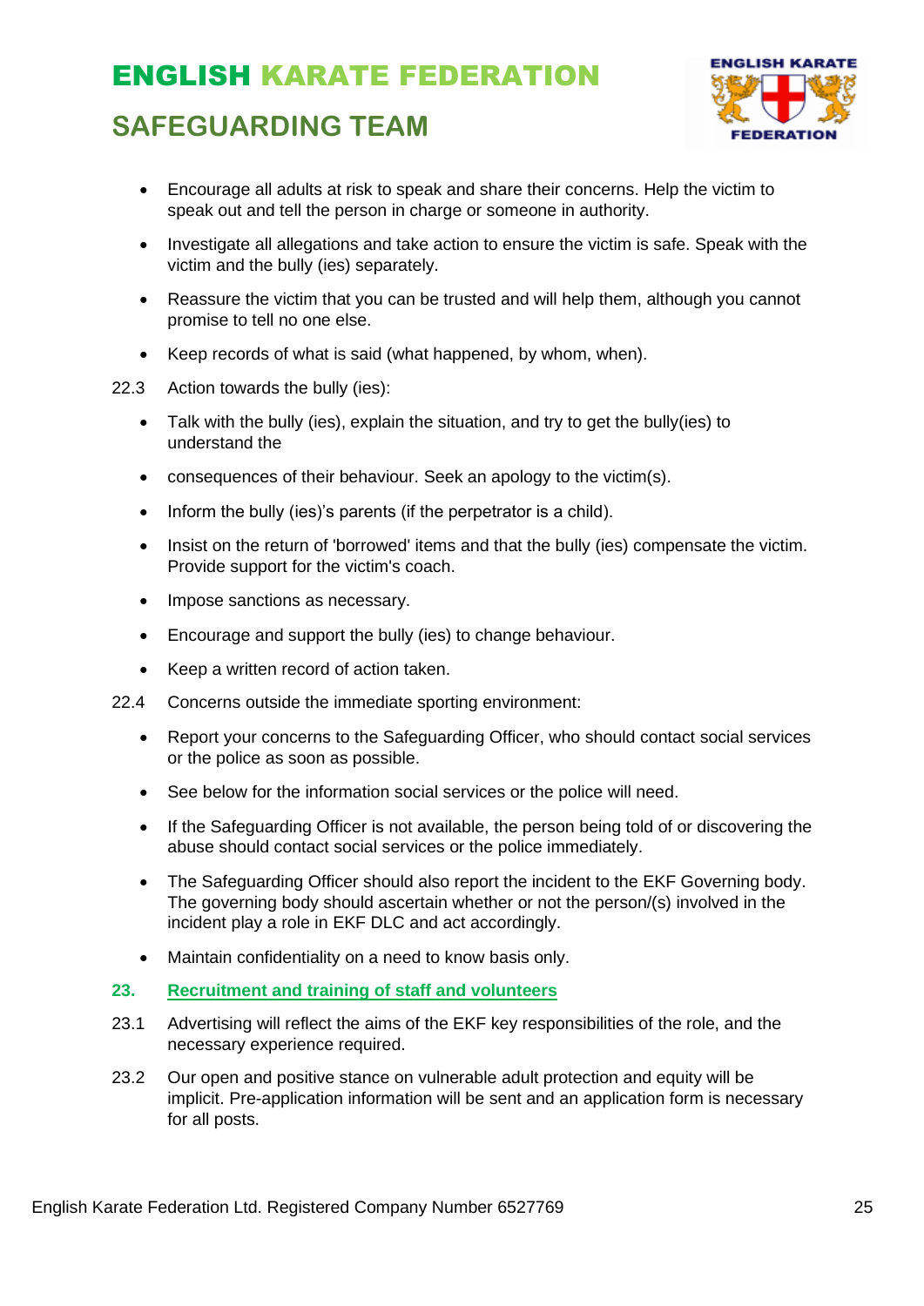- Encourage all adults at risk to speak and share their concerns. Help the victim to speak out and tell the person in charge or someone in authority.
- Investigate all allegations and take action to ensure the victim is safe. Speak with the victim and the bully (ies) separately.
- Reassure the victim that you can be trusted and will help them, although you cannot promise to tell no one else.
- Keep records of what is said (what happened, by whom, when).

22.3 Action towards the bully (ies):

- Talk with the bully (ies), explain the situation, and try to get the bully(ies) to understand the
- consequences of their behaviour. Seek an apology to the victim(s).
- Inform the bully (ies)'s parents (if the perpetrator is a child).
- Insist on the return of 'borrowed' items and that the bully (ies) compensate the victim. Provide support for the victim's coach.
- Impose sanctions as necessary.
- Encourage and support the bully (ies) to change behaviour.
- Keep a written record of action taken.

22.4 Concerns outside the immediate sporting environment:

- Report your concerns to the Safeguarding Officer, who should contact social services or the police as soon as possible.
- See below for the information social services or the police will need.
- If the Safeguarding Officer is not available, the person being told of or discovering the abuse should contact social services or the police immediately.
- The Safeguarding Officer should also report the incident to the EKF Governing body. The governing body should ascertain whether or not the person/(s) involved in the incident play a role in EKF DLC and act accordingly.
- Maintain confidentiality on a need to know basis only.

## 23. Recruitment and training of staff and volunteers

23.1 Advertising will reflect the aims of the EKF key responsibilities of the role, and the necessary experience required.

23.2 Our open and positive stance on vulnerable adult protection and equity will be implicit. Pre-application information will be sent and an application form is necessary for all posts.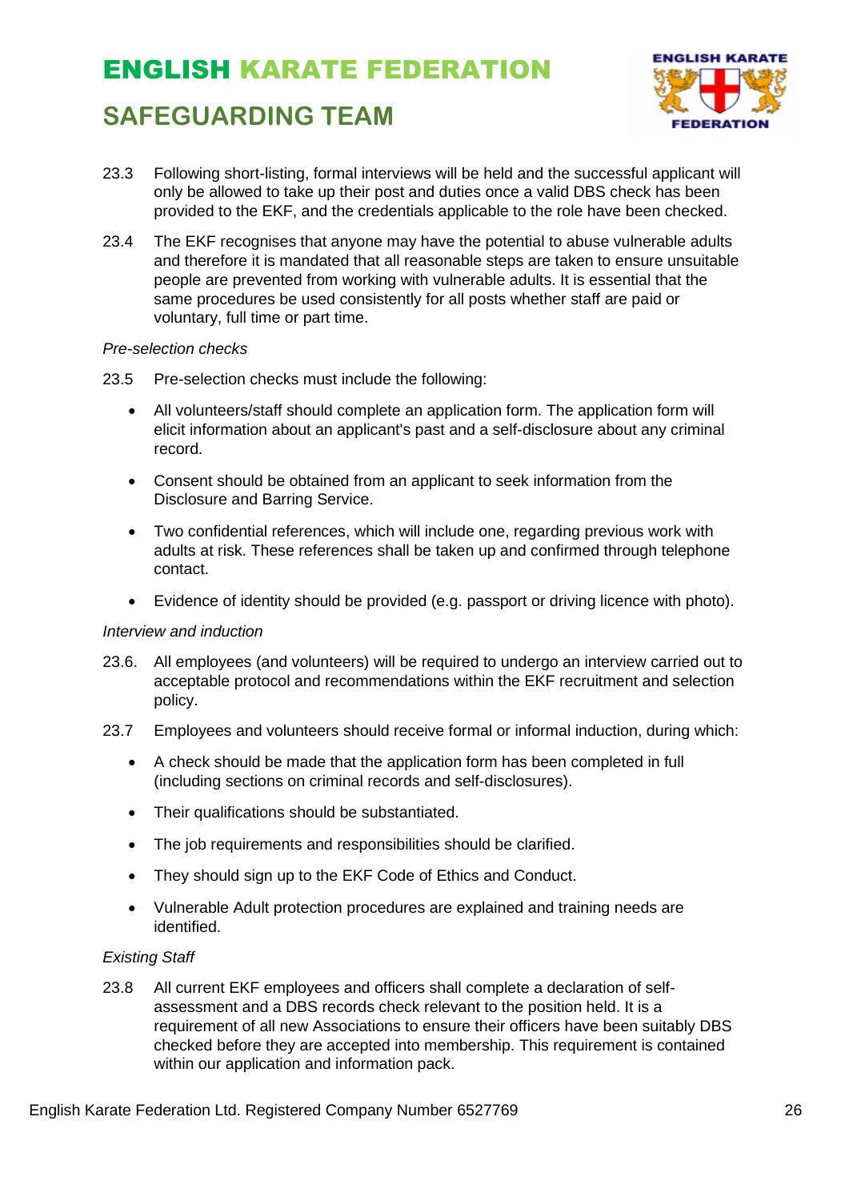23.3 Following short-listing, formal interviews will be held and the successful applicant will only be allowed to take up their post and duties once a valid DBS check has been provided to the EKF, and the credentials applicable to the role have been checked.

23.4 The EKF recognises that anyone may have the potential to abuse vulnerable adults and therefore it is mandated that all reasonable steps are taken to ensure unsuitable people are prevented from working with vulnerable adults. It is essential that the same procedures be used consistently for all posts whether staff are paid or voluntary, full time or part time.

*Pre-selection checks*

23.5 Pre-selection checks must include the following:

- All volunteers/staff should complete an application form. The application form will elicit information about an applicant's past and a self-disclosure about any criminal record.
- Consent should be obtained from an applicant to seek information from the Disclosure and Barring Service.
- Two confidential references, which will include one, regarding previous work with adults at risk. These references shall be taken up and confirmed through telephone contact.
- Evidence of identity should be provided (e.g. passport or driving licence with photo).

*Interview and induction*

23.6. All employees (and volunteers) will be required to undergo an interview carried out to acceptable protocol and recommendations within the EKF recruitment and selection policy.

23.7 Employees and volunteers should receive formal or informal induction, during which:

- A check should be made that the application form has been completed in full (including sections on criminal records and self-disclosures).
- Their qualifications should be substantiated.
- The job requirements and responsibilities should be clarified.
- They should sign up to the EKF Code of Ethics and Conduct.
- Vulnerable Adult protection procedures are explained and training needs are identified.

*Existing Staff*

23.8 All current EKF employees and officers shall complete a declaration of self-assessment and a DBS records check relevant to the position held. It is a requirement of all new Associations to ensure their officers have been suitably DBS checked before they are accepted into membership. This requirement is contained within our application and information pack.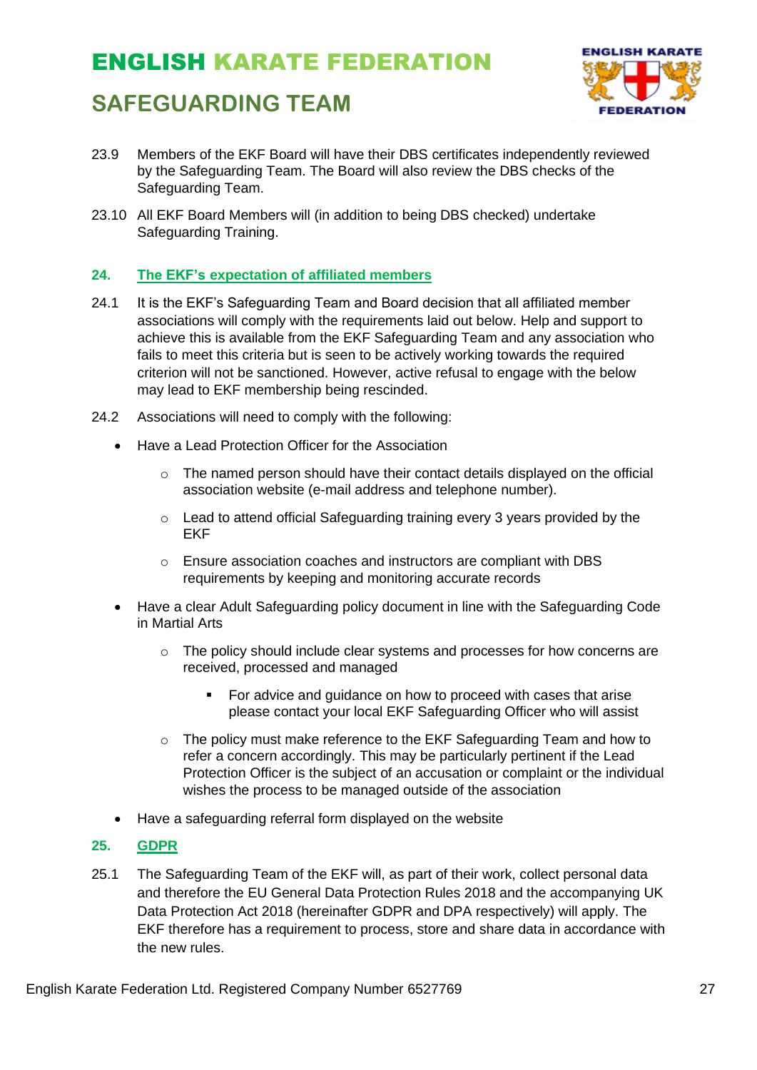23.9 Members of the EKF Board will have their DBS certificates independently reviewed by the Safeguarding Team. The Board will also review the DBS checks of the Safeguarding Team.

23.10 All EKF Board Members will (in addition to being DBS checked) undertake Safeguarding Training.

## 24. The EKF's expectation of affiliated members

24.1 It is the EKF's Safeguarding Team and Board decision that all affiliated member associations will comply with the requirements laid out below. Help and support to achieve this is available from the EKF Safeguarding Team and any association who fails to meet this criteria but is seen to be actively working towards the required criterion will not be sanctioned. However, active refusal to engage with the below may lead to EKF membership being rescinded.

24.2 Associations will need to comply with the following:

- Have a Lead Protection Officer for the Association
  - The named person should have their contact details displayed on the official association website (e-mail address and telephone number).
  - Lead to attend official Safeguarding training every 3 years provided by the EKF
  - Ensure association coaches and instructors are compliant with DBS requirements by keeping and monitoring accurate records
- Have a clear Adult Safeguarding policy document in line with the Safeguarding Code in Martial Arts
  - The policy should include clear systems and processes for how concerns are received, processed and managed
    - For advice and guidance on how to proceed with cases that arise please contact your local EKF Safeguarding Officer who will assist
  - The policy must make reference to the EKF Safeguarding Team and how to refer a concern accordingly. This may be particularly pertinent if the Lead Protection Officer is the subject of an accusation or complaint or the individual wishes the process to be managed outside of the association
- Have a safeguarding referral form displayed on the website

## 25. GDPR

25.1 The Safeguarding Team of the EKF will, as part of their work, collect personal data and therefore the EU General Data Protection Rules 2018 and the accompanying UK Data Protection Act 2018 (hereinafter GDPR and DPA respectively) will apply. The EKF therefore has a requirement to process, store and share data in accordance with the new rules.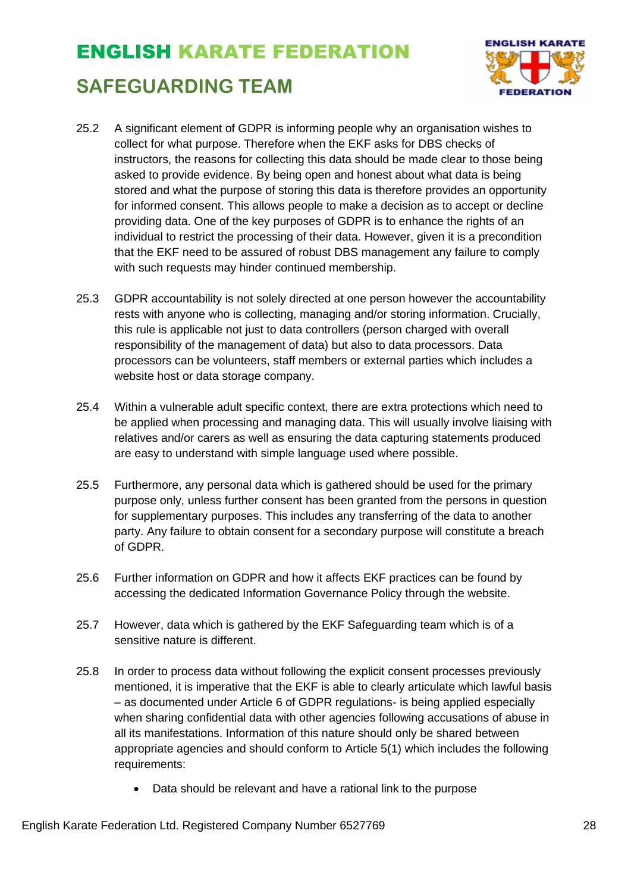25.2 A significant element of GDPR is informing people why an organisation wishes to collect for what purpose. Therefore when the EKF asks for DBS checks of instructors, the reasons for collecting this data should be made clear to those being asked to provide evidence. By being open and honest about what data is being stored and what the purpose of storing this data is therefore provides an opportunity for informed consent. This allows people to make a decision as to accept or decline providing data. One of the key purposes of GDPR is to enhance the rights of an individual to restrict the processing of their data. However, given it is a precondition that the EKF need to be assured of robust DBS management any failure to comply with such requests may hinder continued membership.

25.3 GDPR accountability is not solely directed at one person however the accountability rests with anyone who is collecting, managing and/or storing information. Crucially, this rule is applicable not just to data controllers (person charged with overall responsibility of the management of data) but also to data processors. Data processors can be volunteers, staff members or external parties which includes a website host or data storage company.

25.4 Within a vulnerable adult specific context, there are extra protections which need to be applied when processing and managing data. This will usually involve liaising with relatives and/or carers as well as ensuring the data capturing statements produced are easy to understand with simple language used where possible.

25.5 Furthermore, any personal data which is gathered should be used for the primary purpose only, unless further consent has been granted from the persons in question for supplementary purposes. This includes any transferring of the data to another party. Any failure to obtain consent for a secondary purpose will constitute a breach of GDPR.

25.6 Further information on GDPR and how it affects EKF practices can be found by accessing the dedicated Information Governance Policy through the website.

25.7 However, data which is gathered by the EKF Safeguarding team which is of a sensitive nature is different.

25.8 In order to process data without following the explicit consent processes previously mentioned, it is imperative that the EKF is able to clearly articulate which lawful basis – as documented under Article 6 of GDPR regulations- is being applied especially when sharing confidential data with other agencies following accusations of abuse in all its manifestations. Information of this nature should only be shared between appropriate agencies and should conform to Article 5(1) which includes the following requirements:

- Data should be relevant and have a rational link to the purpose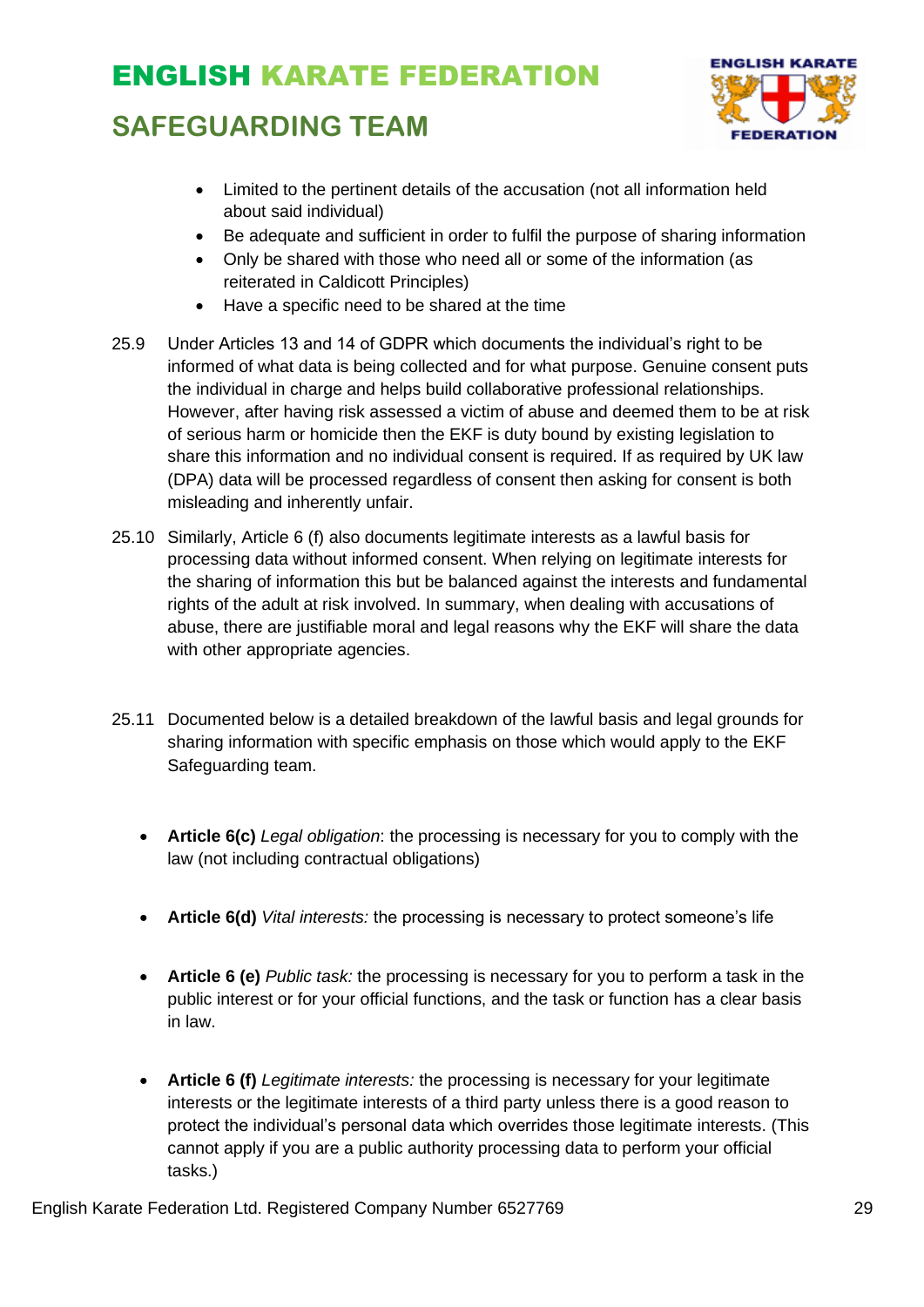- Limited to the pertinent details of the accusation (not all information held about said individual)
- Be adequate and sufficient in order to fulfil the purpose of sharing information
- Only be shared with those who need all or some of the information (as reiterated in Caldicott Principles)
- Have a specific need to be shared at the time

25.9 Under Articles 13 and 14 of GDPR which documents the individual's right to be informed of what data is being collected and for what purpose. Genuine consent puts the individual in charge and helps build collaborative professional relationships. However, after having risk assessed a victim of abuse and deemed them to be at risk of serious harm or homicide then the EKF is duty bound by existing legislation to share this information and no individual consent is required. If as required by UK law (DPA) data will be processed regardless of consent then asking for consent is both misleading and inherently unfair.

25.10 Similarly, Article 6 (f) also documents legitimate interests as a lawful basis for processing data without informed consent. When relying on legitimate interests for the sharing of information this but be balanced against the interests and fundamental rights of the adult at risk involved. In summary, when dealing with accusations of abuse, there are justifiable moral and legal reasons why the EKF will share the data with other appropriate agencies.

25.11 Documented below is a detailed breakdown of the lawful basis and legal grounds for sharing information with specific emphasis on those which would apply to the EKF Safeguarding team.

- **Article 6(c)** *Legal obligation*: the processing is necessary for you to comply with the law (not including contractual obligations)

- **Article 6(d)** *Vital interests:* the processing is necessary to protect someone's life

- **Article 6 (e)** *Public task:* the processing is necessary for you to perform a task in the public interest or for your official functions, and the task or function has a clear basis in law.

- **Article 6 (f)** *Legitimate interests:* the processing is necessary for your legitimate interests or the legitimate interests of a third party unless there is a good reason to protect the individual's personal data which overrides those legitimate interests. (This cannot apply if you are a public authority processing data to perform your official tasks.)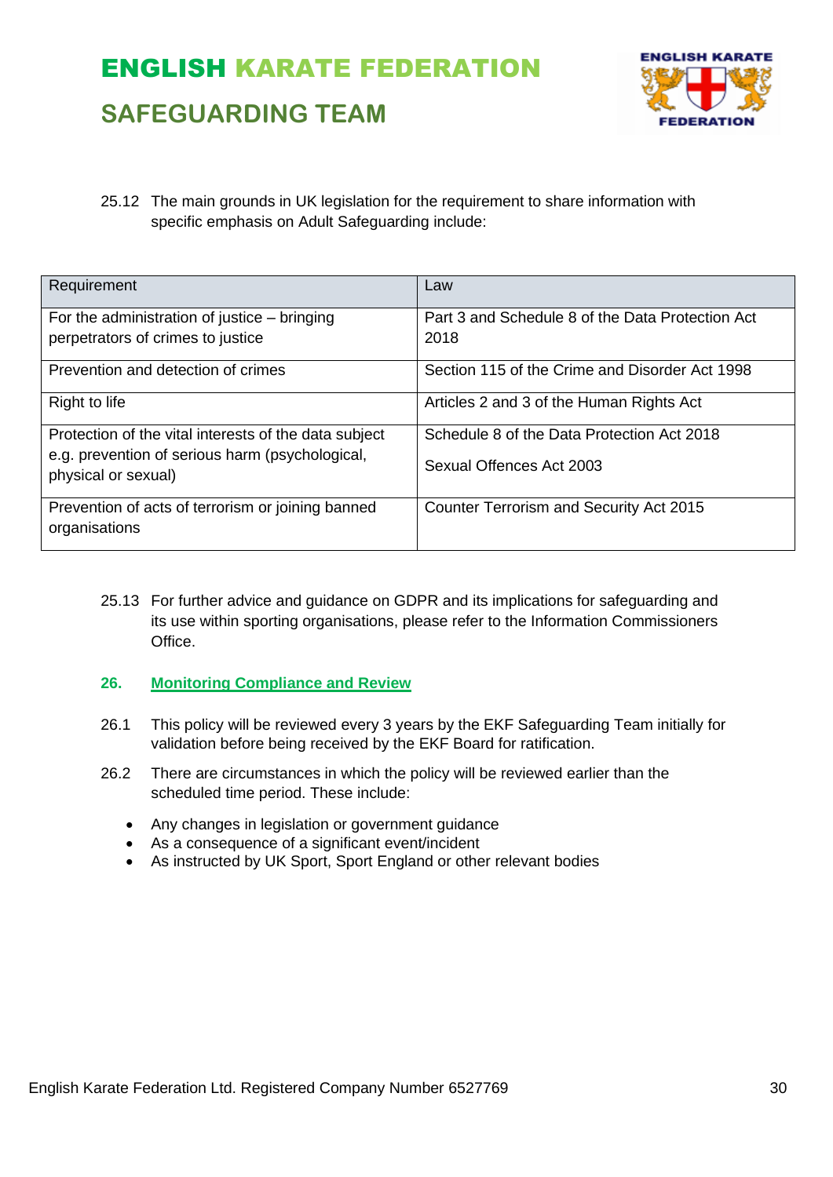25.12 The main grounds in UK legislation for the requirement to share information with specific emphasis on Adult Safeguarding include:

| Requirement | Law |
| --- | --- |
| For the administration of justice – bringing perpetrators of crimes to justice | Part 3 and Schedule 8 of the Data Protection Act 2018 |
| Prevention and detection of crimes | Section 115 of the Crime and Disorder Act 1998 |
| Right to life | Articles 2 and 3 of the Human Rights Act |
| Protection of the vital interests of the data subject e.g. prevention of serious harm (psychological, physical or sexual) | Schedule 8 of the Data Protection Act 2018<br><br>Sexual Offences Act 2003 |
| Prevention of acts of terrorism or joining banned organisations | Counter Terrorism and Security Act 2015 |

25.13 For further advice and guidance on GDPR and its implications for safeguarding and its use within sporting organisations, please refer to the Information Commissioners Office.

## 26. Monitoring Compliance and Review

26.1 This policy will be reviewed every 3 years by the EKF Safeguarding Team initially for validation before being received by the EKF Board for ratification.

26.2 There are circumstances in which the policy will be reviewed earlier than the scheduled time period. These include:

- Any changes in legislation or government guidance
- As a consequence of a significant event/incident
- As instructed by UK Sport, Sport England or other relevant bodies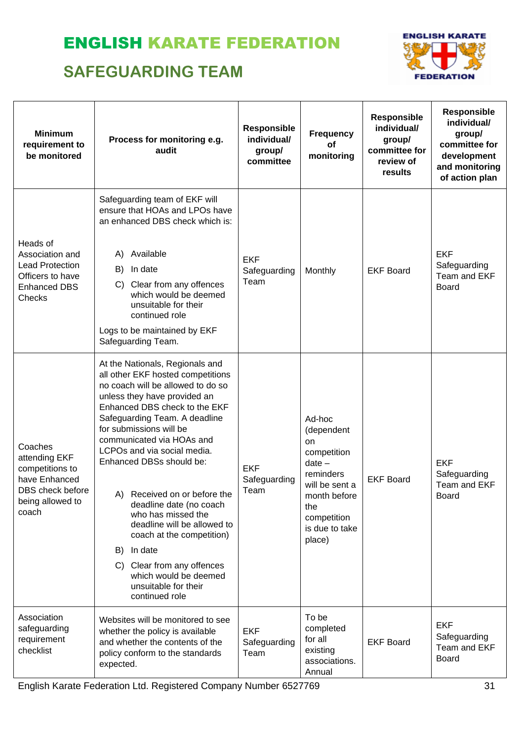# ENGLISH KARATE FEDERATION

## SAFEGUARDING TEAM

| Minimum requirement to be monitored | Process for monitoring e.g. audit | Responsible individual/ group/ committee | Frequency of monitoring | Responsible individual/ group/ committee for review of results | Responsible individual/ group/ committee for development and monitoring of action plan |
|---|---|---|---|---|---|
| Heads of Association and Lead Protection Officers to have Enhanced DBS Checks | Safeguarding team of EKF will ensure that HOAs and LPOs have an enhanced DBS check which is:<br><br>A) Available<br>B) In date<br>C) Clear from any offences which would be deemed unsuitable for their continued role<br><br>Logs to be maintained by EKF Safeguarding Team. | EKF Safeguarding Team | Monthly | EKF Board | EKF Safeguarding Team and EKF Board |
| Coaches attending EKF competitions to have Enhanced DBS check before being allowed to coach | At the Nationals, Regionals and all other EKF hosted competitions no coach will be allowed to do so unless they have provided an Enhanced DBS check to the EKF Safeguarding Team. A deadline for submissions will be communicated via HOAs and LCPOs and via social media. Enhanced DBSs should be:<br><br>A) Received on or before the deadline date (no coach who has missed the deadline will be allowed to coach at the competition)<br>B) In date<br>C) Clear from any offences which would be deemed unsuitable for their continued role | EKF Safeguarding Team | Ad-hoc (dependent on competition date – reminders will be sent a month before the competition is due to take place) | EKF Board | EKF Safeguarding Team and EKF Board |
| Association safeguarding requirement checklist | Websites will be monitored to see whether the policy is available and whether the contents of the policy conform to the standards expected. | EKF Safeguarding Team | To be completed for all existing associations. Annual | EKF Board | EKF Safeguarding Team and EKF Board |

English Karate Federation Ltd. Registered Company Number 6527769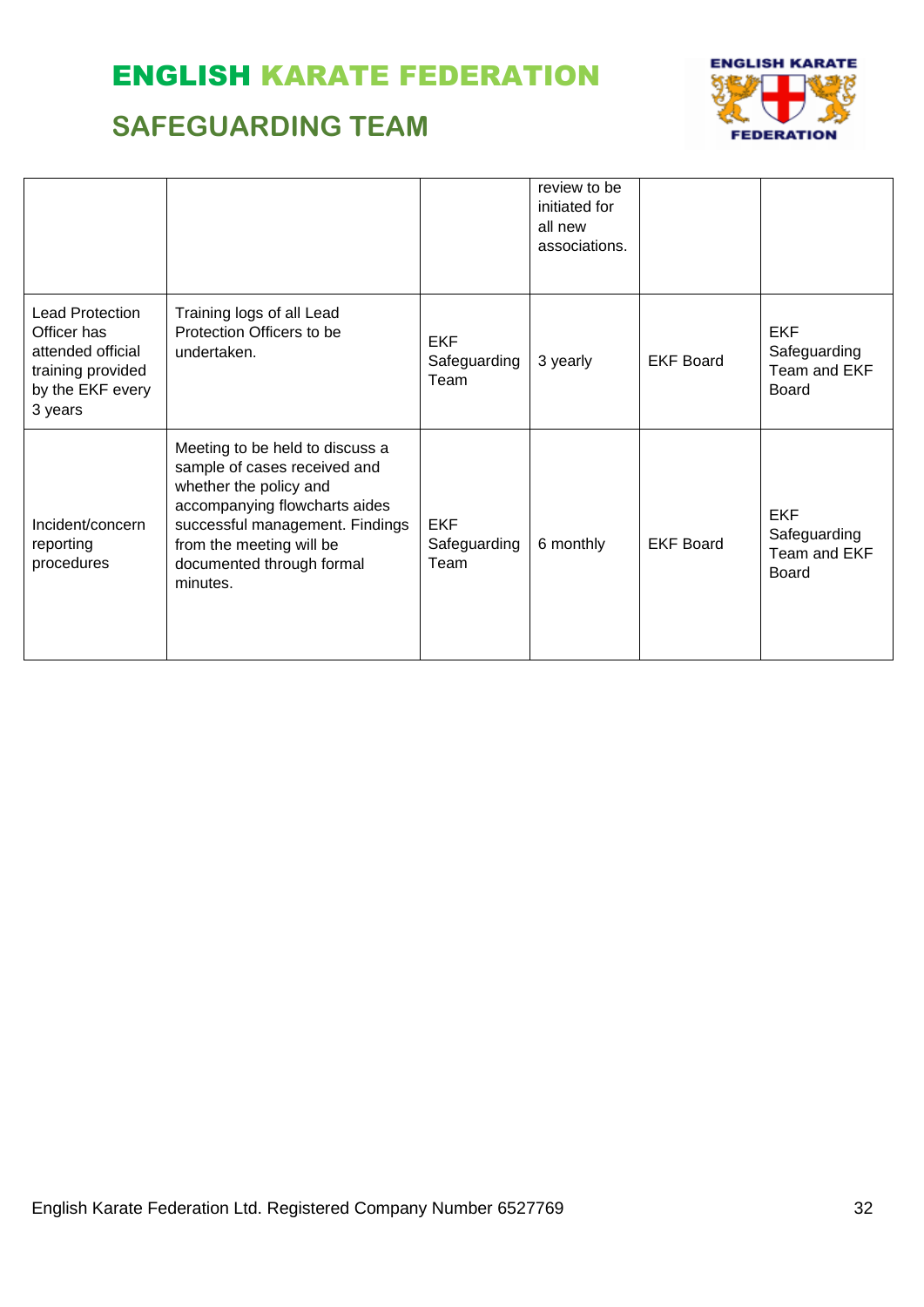# ENGLISH KARATE FEDERATION

## SAFEGUARDING TEAM

| | | | | | |
|---|---|---|---|---|---|
| | | | review to be initiated for all new associations. | | |
| Lead Protection Officer has attended official training provided by the EKF every 3 years | Training logs of all Lead Protection Officers to be undertaken. | EKF Safeguarding Team | 3 yearly | EKF Board | EKF Safeguarding Team and EKF Board |
| Incident/concern reporting procedures | Meeting to be held to discuss a sample of cases received and whether the policy and accompanying flowcharts aides successful management. Findings from the meeting will be documented through formal minutes. | EKF Safeguarding Team | 6 monthly | EKF Board | EKF Safeguarding Team and EKF Board |

English Karate Federation Ltd. Registered Company Number 6527769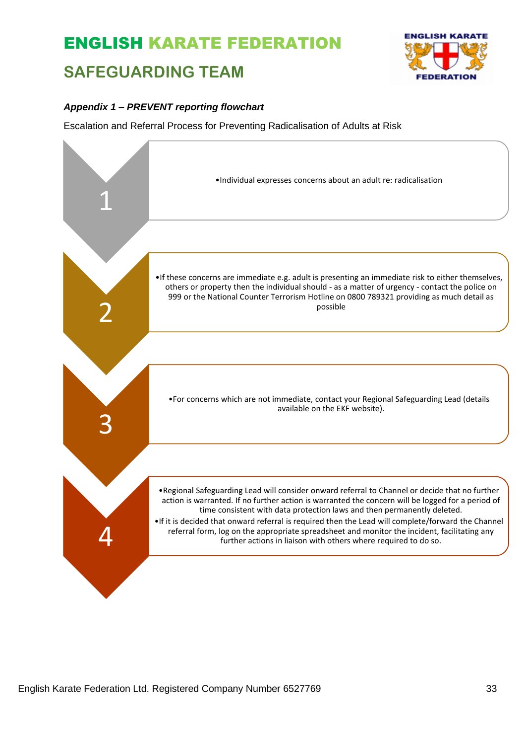# ENGLISH KARATE FEDERATION

## SAFEGUARDING TEAM

***Appendix 1 – PREVENT reporting flowchart***

Escalation and Referral Process for Preventing Radicalisation of Adults at Risk

**1**

- Individual expresses concerns about an adult re: radicalisation

**2**

- If these concerns are immediate e.g. adult is presenting an immediate risk to either themselves, others or property then the individual should - as a matter of urgency - contact the police on 999 or the National Counter Terrorism Hotline on 0800 789321 providing as much detail as possible

**3**

- For concerns which are not immediate, contact your Regional Safeguarding Lead (details available on the EKF website).

**4**

- Regional Safeguarding Lead will consider onward referral to Channel or decide that no further action is warranted. If no further action is warranted the concern will be logged for a period of time consistent with data protection laws and then permanently deleted.
- If it is decided that onward referral is required then the Lead will complete/forward the Channel referral form, log on the appropriate spreadsheet and monitor the incident, facilitating any further actions in liaison with others where required to do so.

English Karate Federation Ltd. Registered Company Number 6527769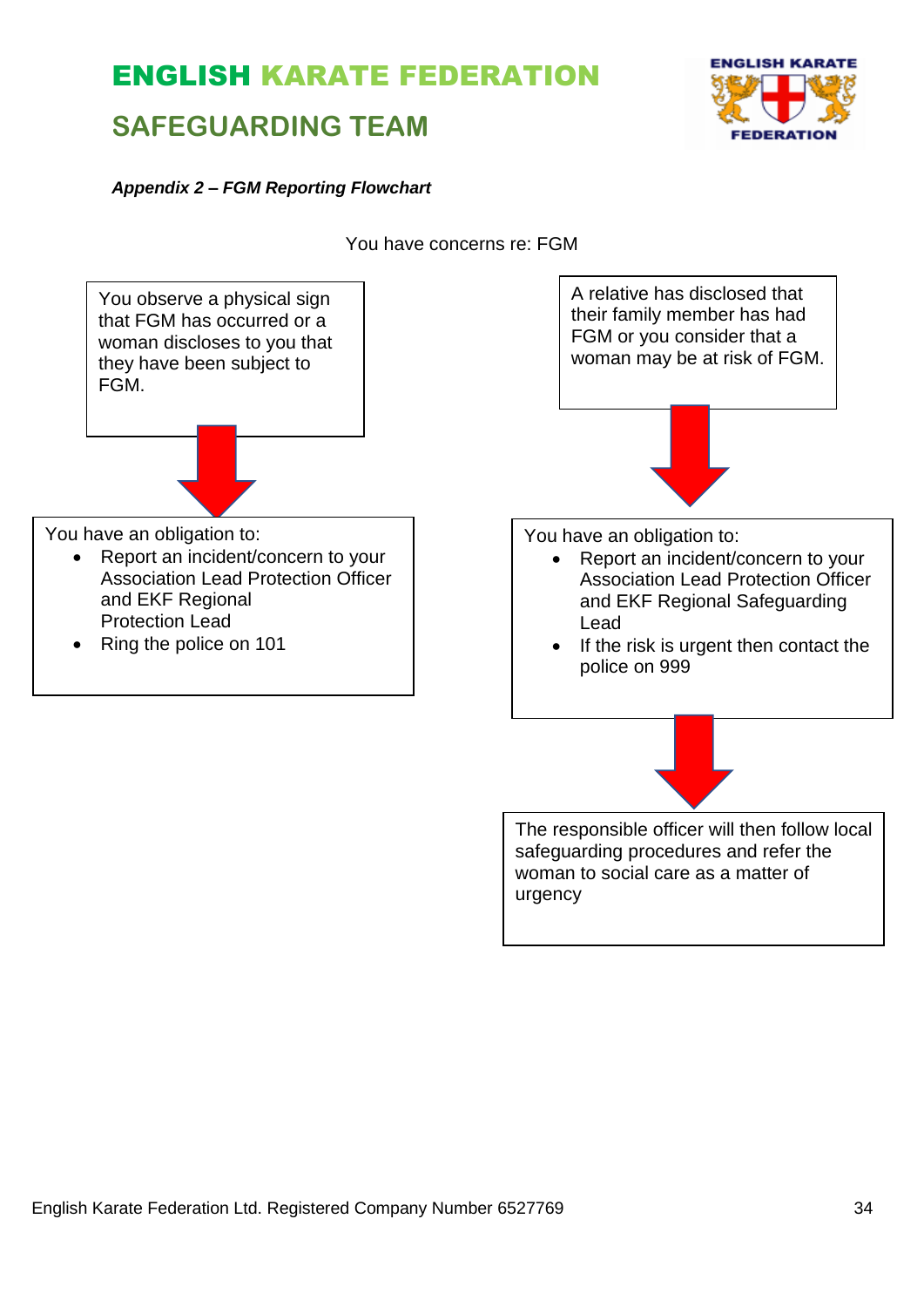# ENGLISH KARATE FEDERATION

## SAFEGUARDING TEAM

***Appendix 2 – FGM Reporting Flowchart***

You have concerns re: FGM

You observe a physical sign that FGM has occurred or a woman discloses to you that they have been subject to FGM.

↓

You have an obligation to:

- Report an incident/concern to your Association Lead Protection Officer and EKF Regional Protection Lead
- Ring the police on 101

A relative has disclosed that their family member has had FGM or you consider that a woman may be at risk of FGM.

↓

You have an obligation to:

- Report an incident/concern to your Association Lead Protection Officer and EKF Regional Safeguarding Lead
- If the risk is urgent then contact the police on 999

↓

The responsible officer will then follow local safeguarding procedures and refer the woman to social care as a matter of urgency

English Karate Federation Ltd. Registered Company Number 6527769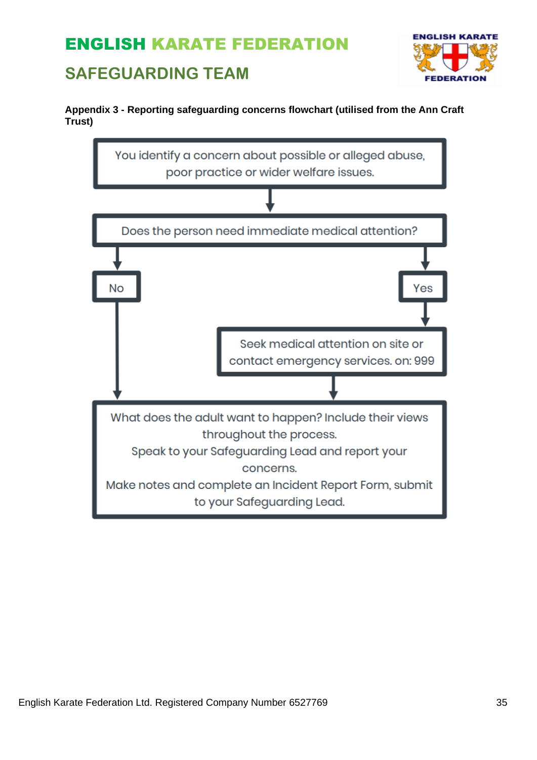**Appendix 3 - Reporting safeguarding concerns flowchart (utilised from the Ann Craft Trust)**

You identify a concern about possible or alleged abuse, poor practice or wider welfare issues.

↓

Does the person need immediate medical attention?

- **No** → go to the final step below.
- **Yes** → Seek medical attention on site or contact emergency services. on: 999 → then go to the final step below.

↓

What does the adult want to happen? Include their views throughout the process.
Speak to your Safeguarding Lead and report your concerns.
Make notes and complete an Incident Report Form, submit to your Safeguarding Lead.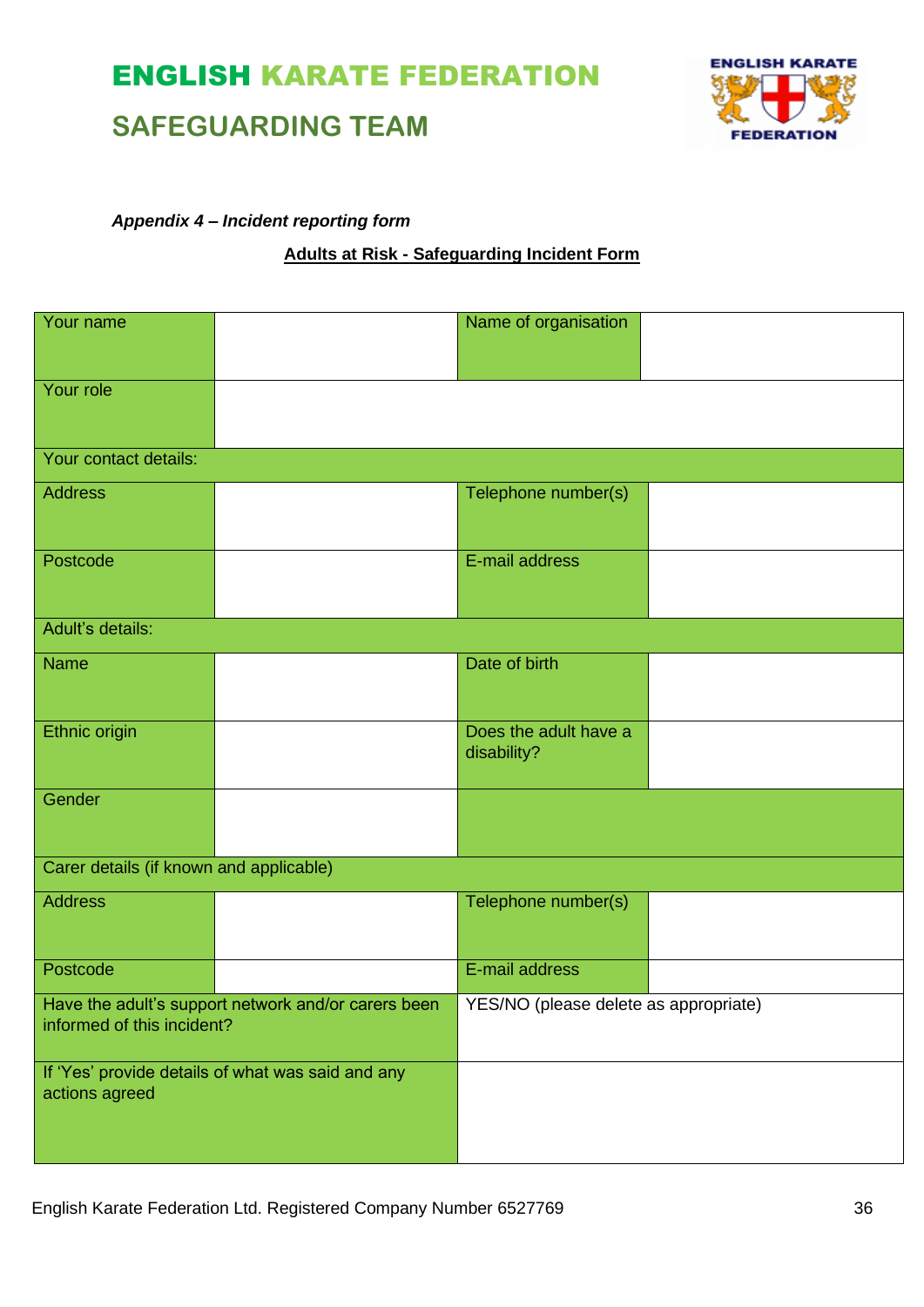# ENGLISH KARATE FEDERATION

## SAFEGUARDING TEAM

***Appendix 4 – Incident reporting form***

**Adults at Risk - Safeguarding Incident Form**

| | | | |
|---|---|---|---|
| Your name | | Name of organisation | |
| Your role | | | |
| Your contact details: | | | |
| Address | | Telephone number(s) | |
| Postcode | | E-mail address | |
| Adult's details: | | | |
| Name | | Date of birth | |
| Ethnic origin | | Does the adult have a disability? | |
| Gender | | | |
| Carer details (if known and applicable) | | | |
| Address | | Telephone number(s) | |
| Postcode | | E-mail address | |
| Have the adult's support network and/or carers been informed of this incident? | | YES/NO (please delete as appropriate) | |
| If 'Yes' provide details of what was said and any actions agreed | | | |

English Karate Federation Ltd. Registered Company Number 6527769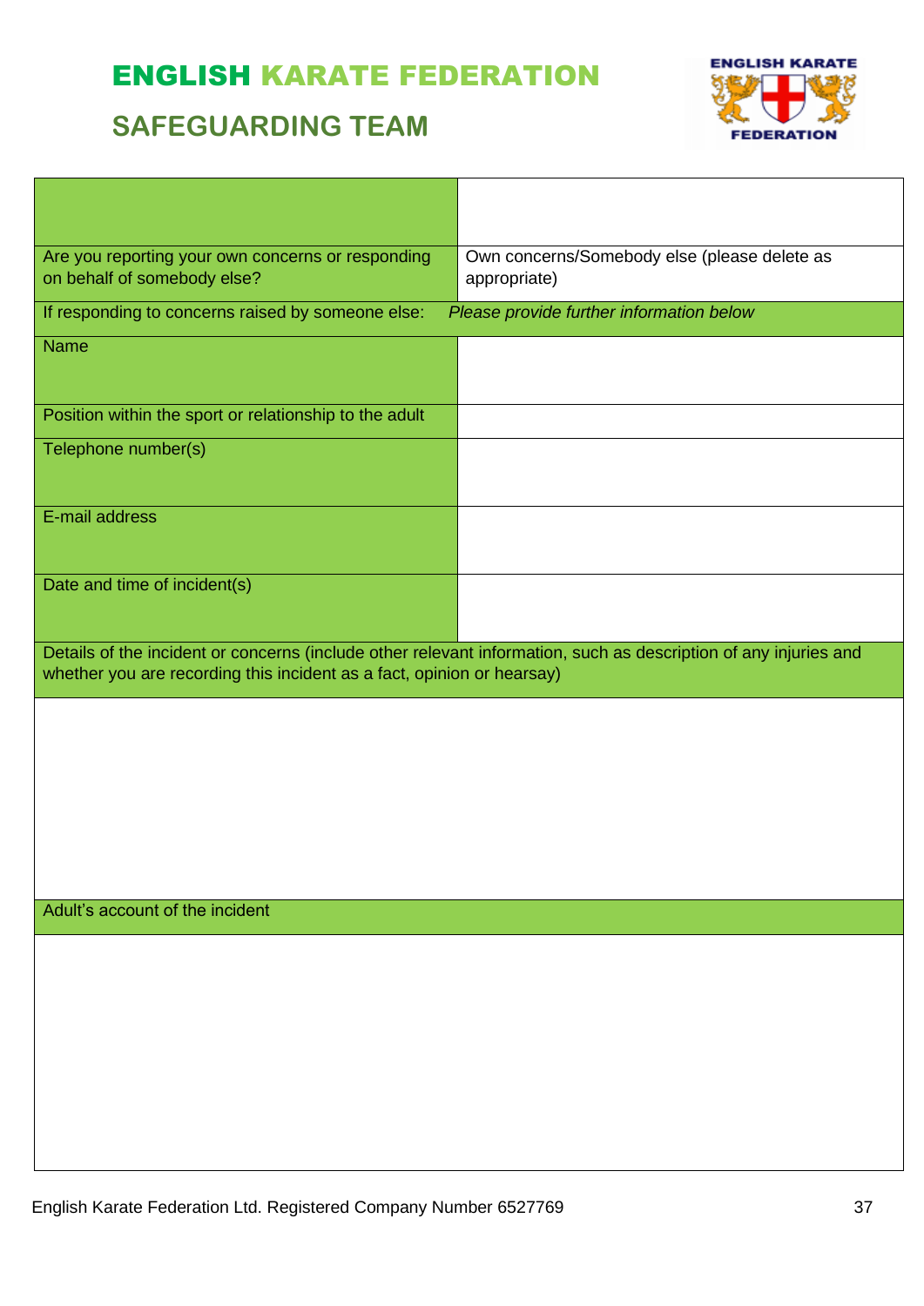# ENGLISH KARATE FEDERATION

## SAFEGUARDING TEAM

| | |
|---|---|
| Are you reporting your own concerns or responding on behalf of somebody else? | Own concerns/Somebody else (please delete as appropriate) |
| If responding to concerns raised by someone else: | *Please provide further information below* |
| Name | |
| Position within the sport or relationship to the adult | |
| Telephone number(s) | |
| E-mail address | |
| Date and time of incident(s) | |
| Details of the incident or concerns (include other relevant information, such as description of any injuries and whether you are recording this incident as a fact, opinion or hearsay) | |
| | |
| Adult's account of the incident | |
| | |

English Karate Federation Ltd. Registered Company Number 6527769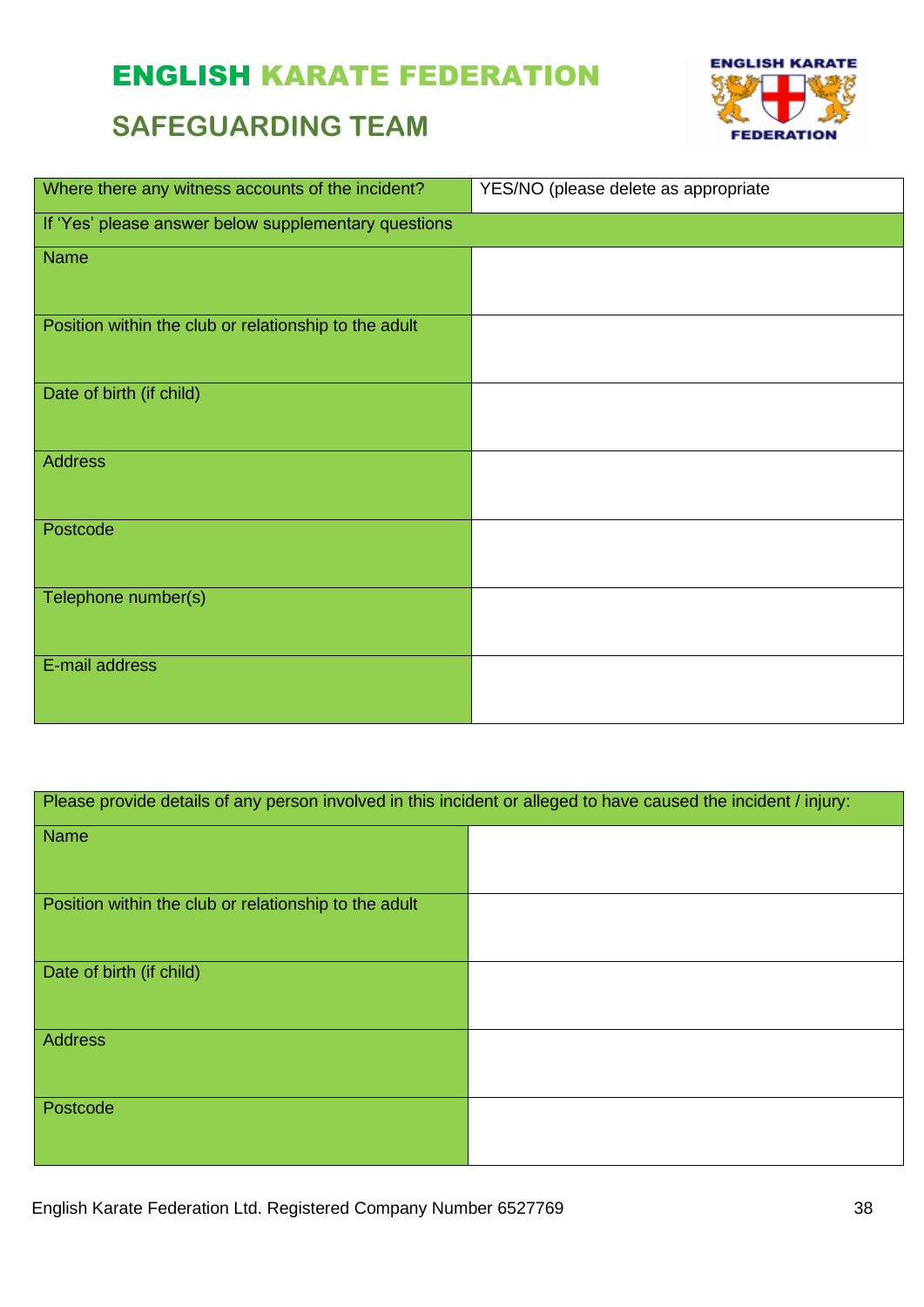# ENGLISH KARATE FEDERATION

## SAFEGUARDING TEAM

| Where there any witness accounts of the incident? | YES/NO (please delete as appropriate |
|---|---|
| If 'Yes' please answer below supplementary questions | |
| Name | |
| Position within the club or relationship to the adult | |
| Date of birth (if child) | |
| Address | |
| Postcode | |
| Telephone number(s) | |
| E-mail address | |

| Please provide details of any person involved in this incident or alleged to have caused the incident / injury: | |
|---|---|
| Name | |
| Position within the club or relationship to the adult | |
| Date of birth (if child) | |
| Address | |
| Postcode | |

English Karate Federation Ltd. Registered Company Number 6527769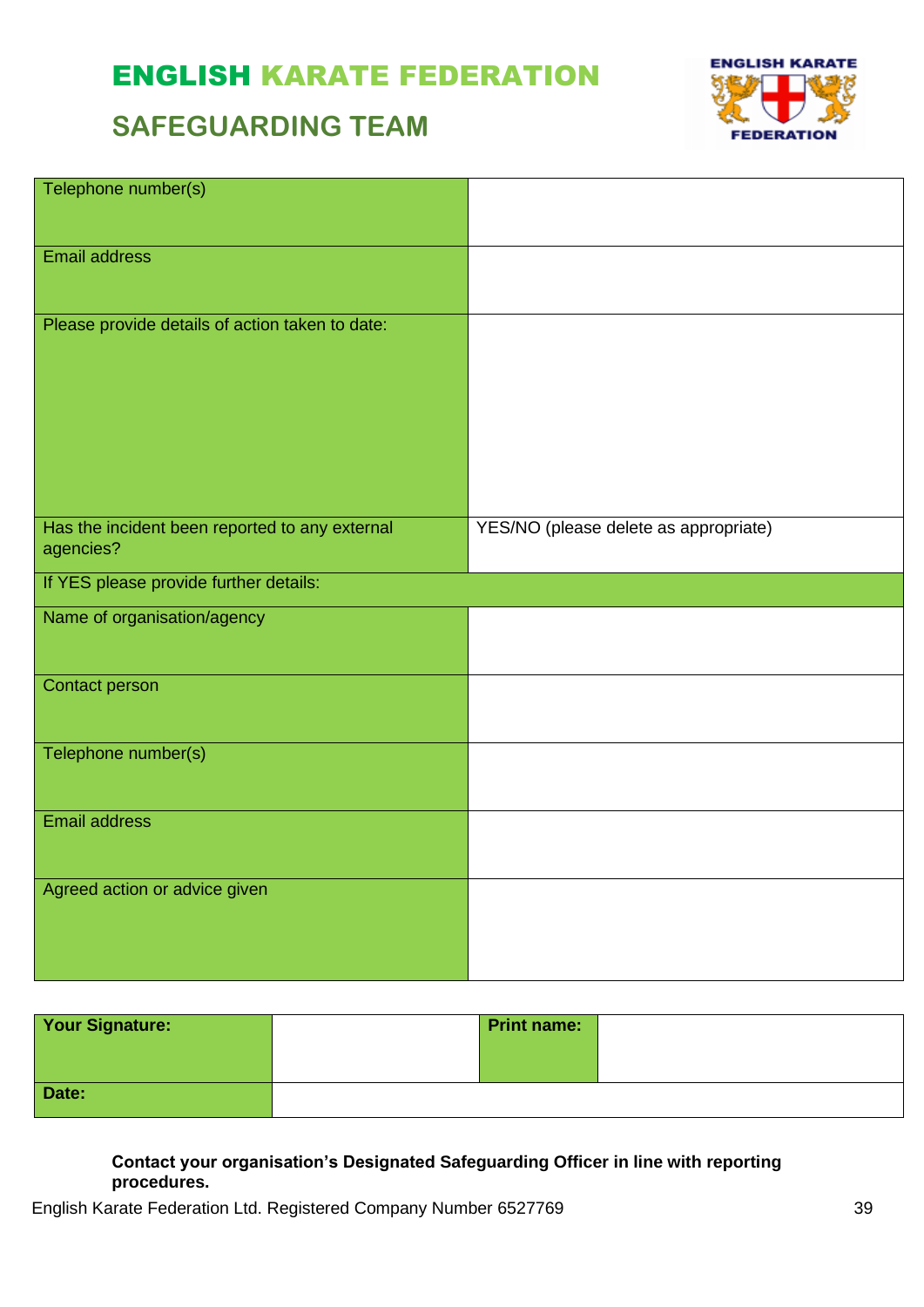# ENGLISH KARATE FEDERATION

## SAFEGUARDING TEAM

| | |
|---|---|
| Telephone number(s) | |
| Email address | |
| Please provide details of action taken to date: | |
| Has the incident been reported to any external agencies? | YES/NO (please delete as appropriate) |
| If YES please provide further details: | |
| Name of organisation/agency | |
| Contact person | |
| Telephone number(s) | |
| Email address | |
| Agreed action or advice given | |

| | | | |
|---|---|---|---|
| **Your Signature:** | | **Print name:** | |
| **Date:** | | | |

**Contact your organisation's Designated Safeguarding Officer in line with reporting procedures.**

English Karate Federation Ltd. Registered Company Number 6527769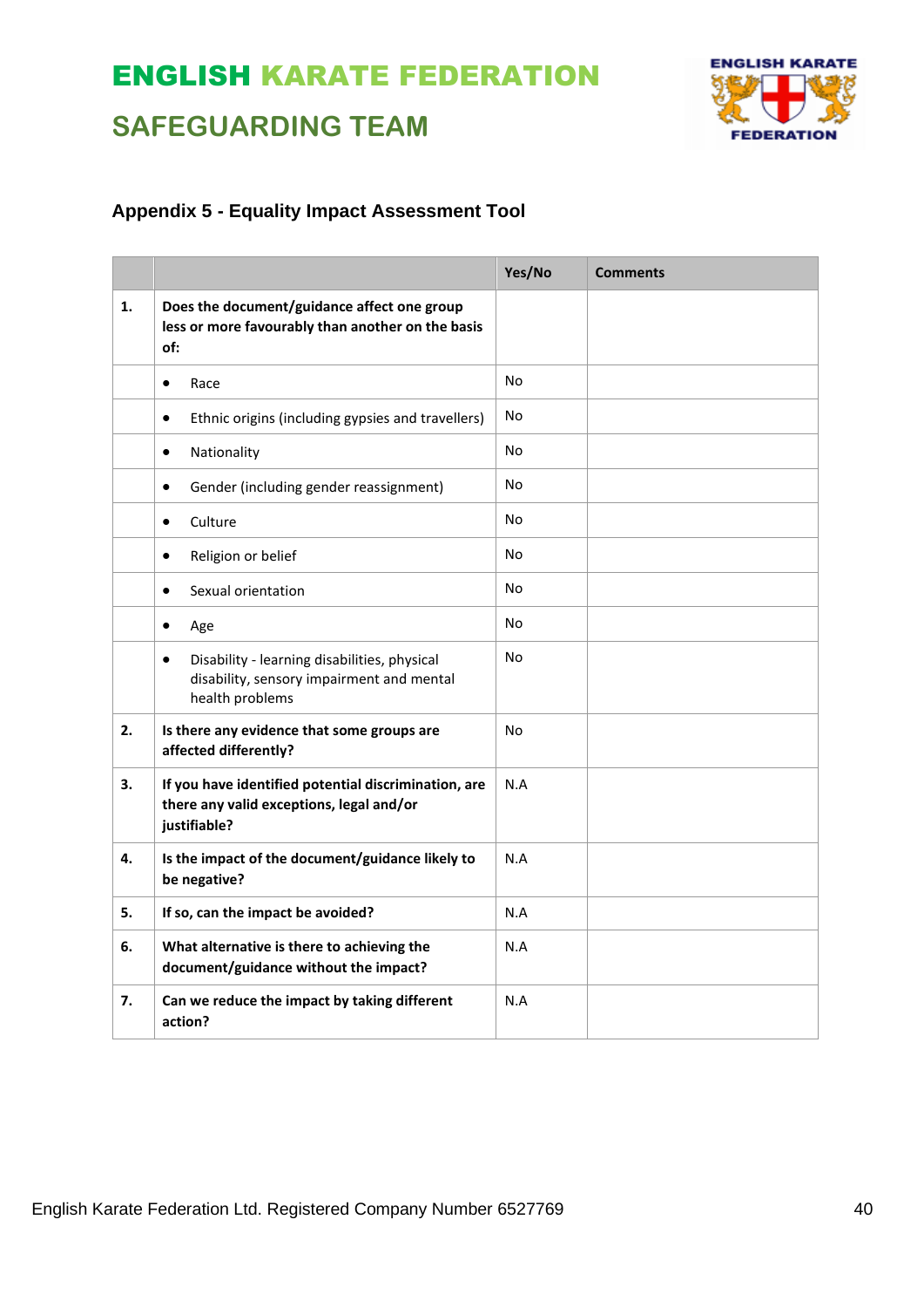# ENGLISH KARATE FEDERATION

## SAFEGUARDING TEAM

### Appendix 5 - Equality Impact Assessment Tool

| | | Yes/No | Comments |
|---|---|---|---|
| **1.** | **Does the document/guidance affect one group less or more favourably than another on the basis of:** | | |
| | • Race | No | |
| | • Ethnic origins (including gypsies and travellers) | No | |
| | • Nationality | No | |
| | • Gender (including gender reassignment) | No | |
| | • Culture | No | |
| | • Religion or belief | No | |
| | • Sexual orientation | No | |
| | • Age | No | |
| | • Disability - learning disabilities, physical disability, sensory impairment and mental health problems | No | |
| **2.** | **Is there any evidence that some groups are affected differently?** | No | |
| **3.** | **If you have identified potential discrimination, are there any valid exceptions, legal and/or justifiable?** | N.A | |
| **4.** | **Is the impact of the document/guidance likely to be negative?** | N.A | |
| **5.** | **If so, can the impact be avoided?** | N.A | |
| **6.** | **What alternative is there to achieving the document/guidance without the impact?** | N.A | |
| **7.** | **Can we reduce the impact by taking different action?** | N.A | |

English Karate Federation Ltd. Registered Company Number 6527769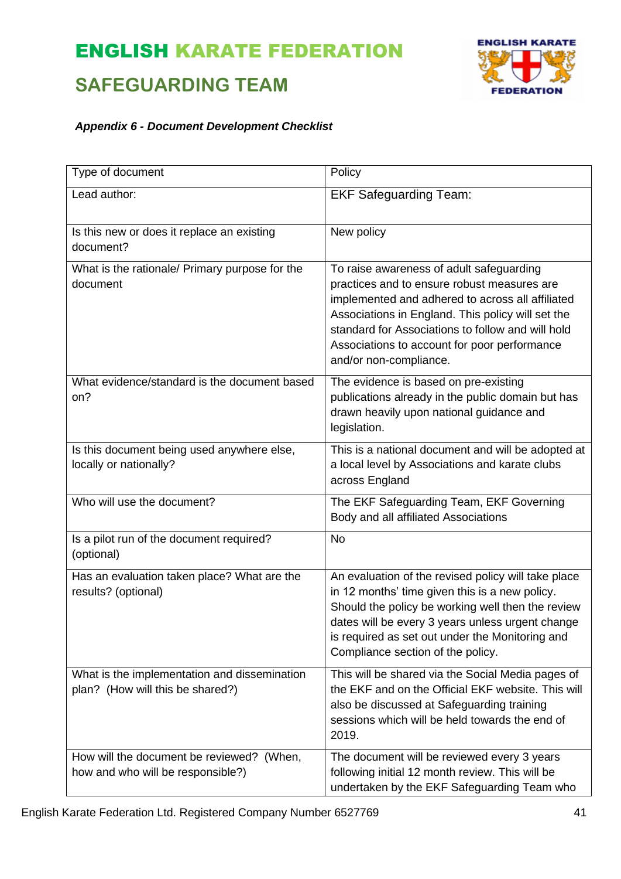# ENGLISH KARATE FEDERATION

## SAFEGUARDING TEAM

***Appendix 6 - Document Development Checklist***

| Type of document | Policy |
|---|---|
| Lead author: | EKF Safeguarding Team: |
| Is this new or does it replace an existing document? | New policy |
| What is the rationale/ Primary purpose for the document | To raise awareness of adult safeguarding practices and to ensure robust measures are implemented and adhered to across all affiliated Associations in England. This policy will set the standard for Associations to follow and will hold Associations to account for poor performance and/or non-compliance. |
| What evidence/standard is the document based on? | The evidence is based on pre-existing publications already in the public domain but has drawn heavily upon national guidance and legislation. |
| Is this document being used anywhere else, locally or nationally? | This is a national document and will be adopted at a local level by Associations and karate clubs across England |
| Who will use the document? | The EKF Safeguarding Team, EKF Governing Body and all affiliated Associations |
| Is a pilot run of the document required? (optional) | No |
| Has an evaluation taken place? What are the results? (optional) | An evaluation of the revised policy will take place in 12 months' time given this is a new policy. Should the policy be working well then the review dates will be every 3 years unless urgent change is required as set out under the Monitoring and Compliance section of the policy. |
| What is the implementation and dissemination plan? (How will this be shared?) | This will be shared via the Social Media pages of the EKF and on the Official EKF website. This will also be discussed at Safeguarding training sessions which will be held towards the end of 2019. |
| How will the document be reviewed? (When, how and who will be responsible?) | The document will be reviewed every 3 years following initial 12 month review. This will be undertaken by the EKF Safeguarding Team who |

English Karate Federation Ltd. Registered Company Number 6527769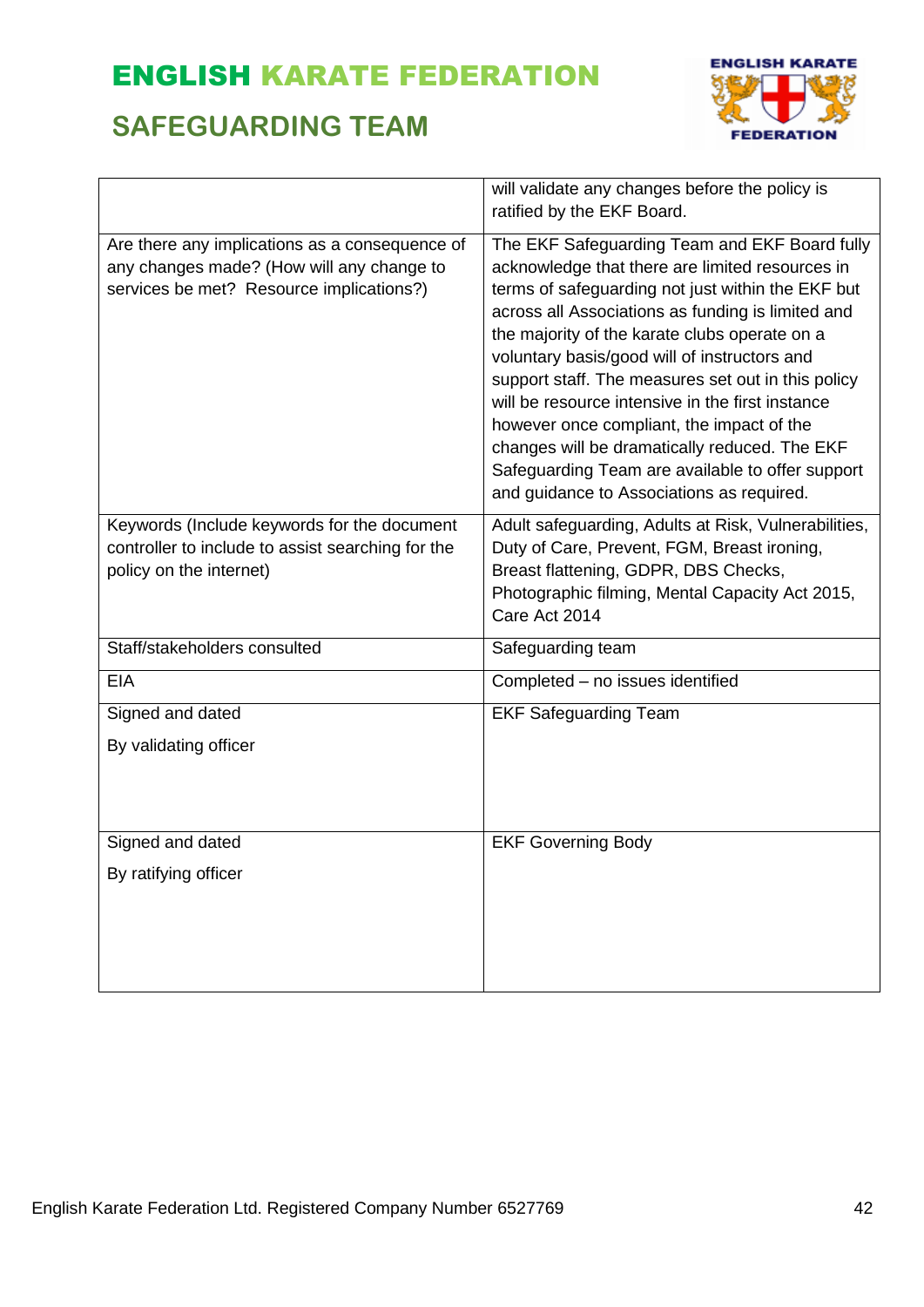| | |
|---|---|
| | will validate any changes before the policy is ratified by the EKF Board. |
| Are there any implications as a consequence of any changes made? (How will any change to services be met? Resource implications?) | The EKF Safeguarding Team and EKF Board fully acknowledge that there are limited resources in terms of safeguarding not just within the EKF but across all Associations as funding is limited and the majority of the karate clubs operate on a voluntary basis/good will of instructors and support staff. The measures set out in this policy will be resource intensive in the first instance however once compliant, the impact of the changes will be dramatically reduced. The EKF Safeguarding Team are available to offer support and guidance to Associations as required. |
| Keywords (Include keywords for the document controller to include to assist searching for the policy on the internet) | Adult safeguarding, Adults at Risk, Vulnerabilities, Duty of Care, Prevent, FGM, Breast ironing, Breast flattening, GDPR, DBS Checks, Photographic filming, Mental Capacity Act 2015, Care Act 2014 |
| Staff/stakeholders consulted | Safeguarding team |
| EIA | Completed – no issues identified |
| Signed and dated<br><br>By validating officer | EKF Safeguarding Team |
| Signed and dated<br><br>By ratifying officer | EKF Governing Body |